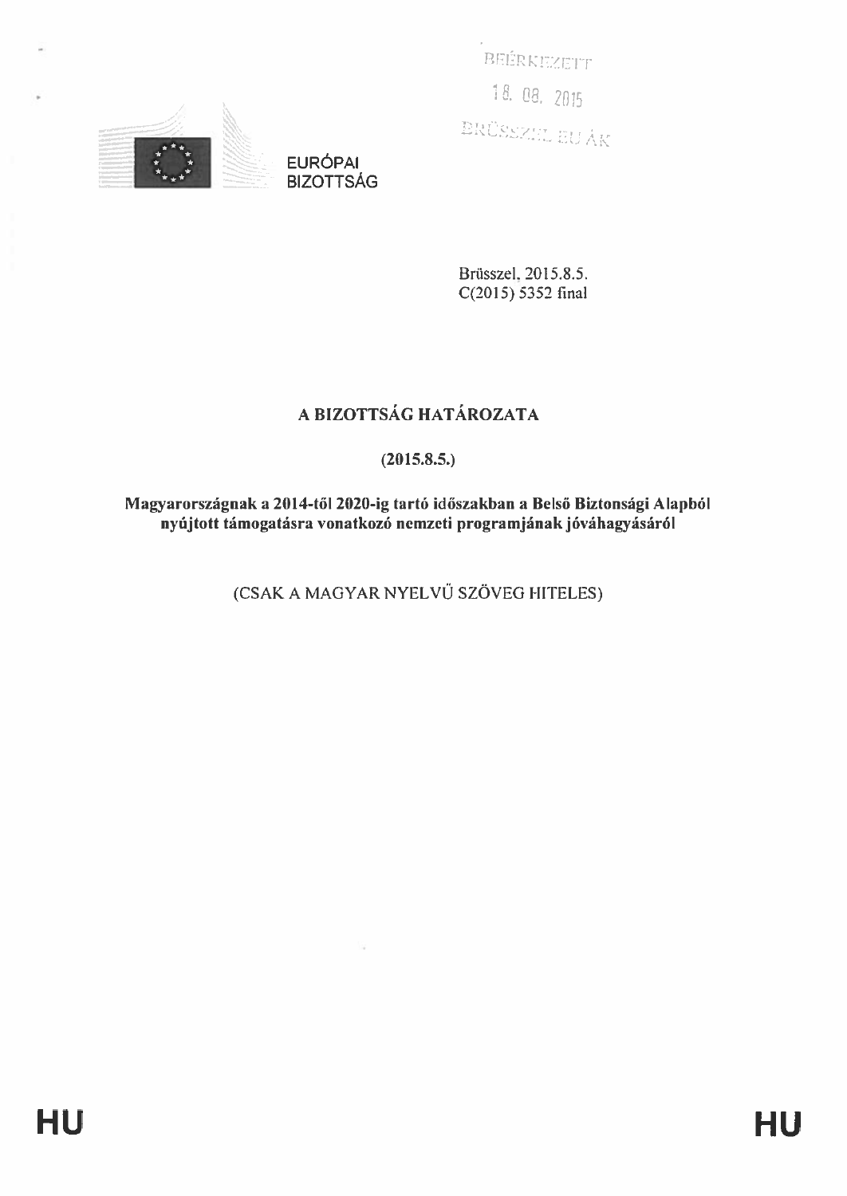BEÉRKEZETT

18. 08. 2015

BRÜSSZEL EU ÁK

EURÓPAI BIZOTTSÁG

Brüsszel, 2015.8.5.
C(2015) 5352 final

# A BIZOTTSÁG HATÁROZATA

**(2015.8.5.)**

**Magyarországnak a 2014-től 2020-ig tartó időszakban a Belső Biztonsági Alapból nyújtott támogatásra vonatkozó nemzeti programjának jóváhagyásáról**

(CSAK A MAGYAR NYELVŰ SZÖVEG HITELES)

HU HU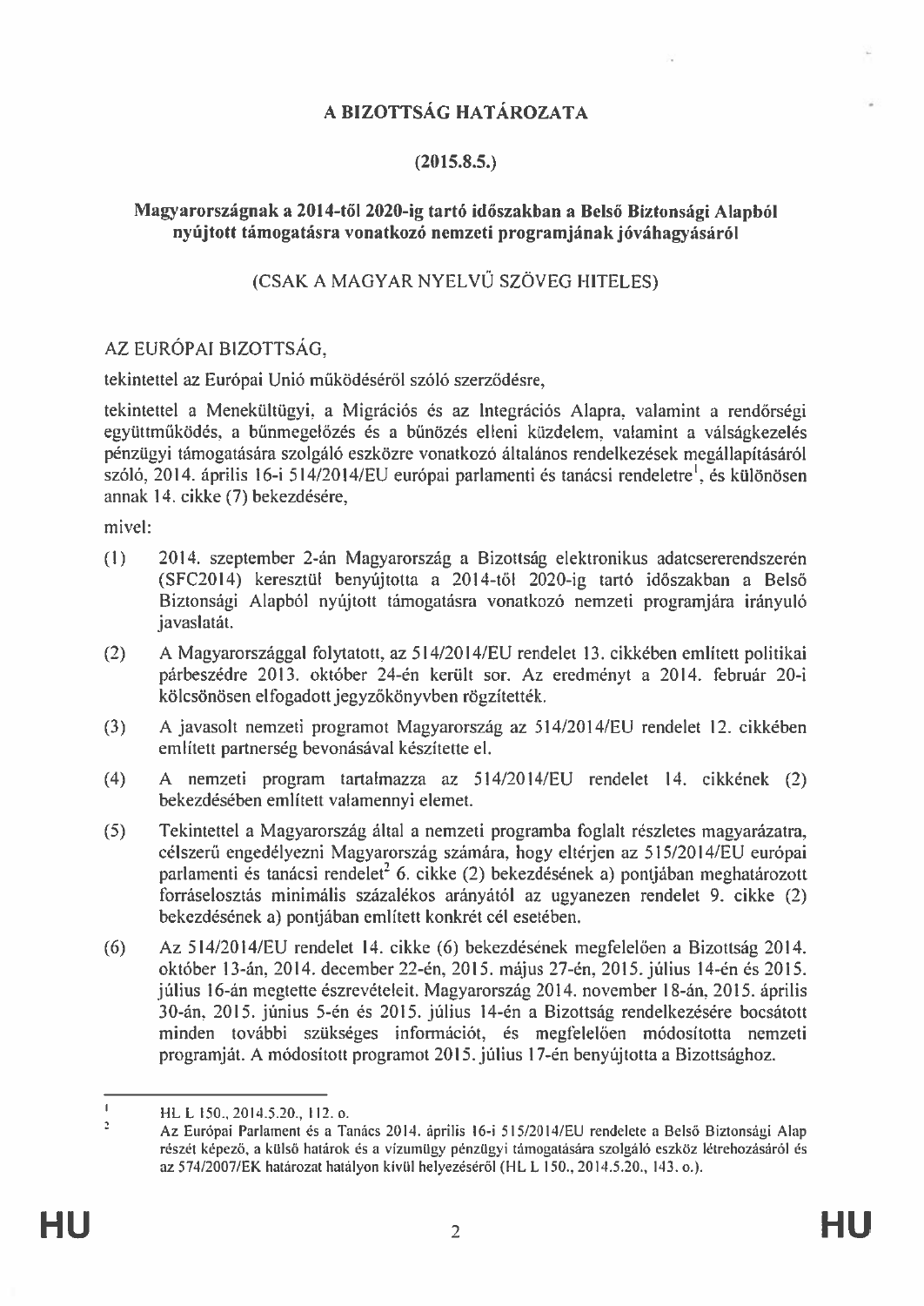**A BIZOTTSÁG HATÁROZATA**

**(2015.8.5.)**

**Magyarországnak a 2014-től 2020-ig tartó időszakban a Belső Biztonsági Alapból nyújtott támogatásra vonatkozó nemzeti programjának jóváhagyásáról**

(CSAK A MAGYAR NYELVŰ SZÖVEG HITELES)

AZ EURÓPAI BIZOTTSÁG,

tekintettel az Európai Unió működéséről szóló szerződésre,

tekintettel a Menekültügyi, a Migrációs és az Integrációs Alapra, valamint a rendőrségi együttműködés, a bűnmegelőzés és a bűnözés elleni küzdelem, valamint a válságkezelés pénzügyi támogatására szolgáló eszközre vonatkozó általános rendelkezések megállapításáról szóló, 2014. április 16-i 514/2014/EU európai parlamenti és tanácsi rendeletre[1], és különösen annak 14. cikke (7) bekezdésére,

mivel:

(1) 2014. szeptember 2-án Magyarország a Bizottság elektronikus adatcsererendszerén (SFC2014) keresztül benyújtotta a 2014-től 2020-ig tartó időszakban a Belső Biztonsági Alapból nyújtott támogatásra vonatkozó nemzeti programjára irányuló javaslatát.

(2) A Magyarországgal folytatott, az 514/2014/EU rendelet 13. cikkében említett politikai párbeszédre 2013. október 24-én került sor. Az eredményt a 2014. február 20-i kölcsönösen elfogadott jegyzőkönyvben rögzítették.

(3) A javasolt nemzeti programot Magyarország az 514/2014/EU rendelet 12. cikkében említett partnerség bevonásával készítette el.

(4) A nemzeti program tartalmazza az 514/2014/EU rendelet 14. cikkének (2) bekezdésében említett valamennyi elemet.

(5) Tekintettel a Magyarország által a nemzeti programba foglalt részletes magyarázatra, célszerű engedélyezni Magyarország számára, hogy eltérjen az 515/2014/EU európai parlamenti és tanácsi rendelet[2] 6. cikke (2) bekezdésének a) pontjában meghatározott forráselosztás minimális százalékos arányától az ugyanezen rendelet 9. cikke (2) bekezdésének a) pontjában említett konkrét cél esetében.

(6) Az 514/2014/EU rendelet 14. cikke (6) bekezdésének megfelelően a Bizottság 2014. október 13-án, 2014. december 22-én, 2015. május 27-én, 2015. július 14-én és 2015. július 16-án megtette észrevételeit. Magyarország 2014. november 18-án, 2015. április 30-án, 2015. június 5-én és 2015. július 14-én a Bizottság rendelkezésére bocsátott minden további szükséges információt, és megfelelően módosította nemzeti programját. A módosított programot 2015. július 17-én benyújtotta a Bizottsághoz.

---

[1] HL L 150., 2014.5.20., 112. o.

[2] Az Európai Parlament és a Tanács 2014. április 16-i 515/2014/EU rendelete a Belső Biztonsági Alap részét képező, a külső határok és a vízumügy pénzügyi támogatására szolgáló eszköz létrehozásáról és az 574/2007/EK határozat hatályon kívül helyezéséről (HL L 150., 2014.5.20., 143. o.).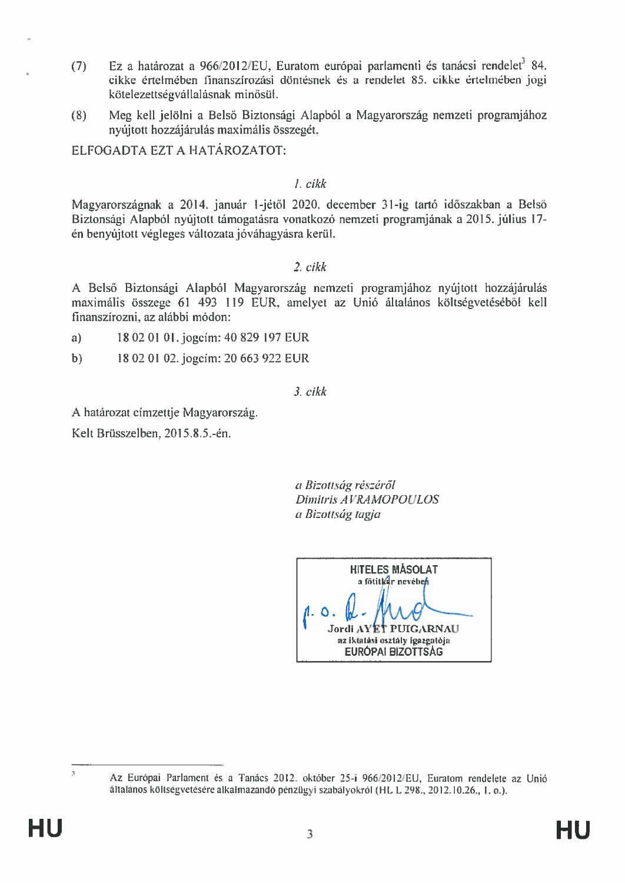(7) Ez a határozat a 966/2012/EU, Euratom európai parlamenti és tanácsi rendelet[3] 84. cikke értelmében finanszírozási döntésnek és a rendelet 85. cikke értelmében jogi kötelezettségvállalásnak minősül.

(8) Meg kell jelölni a Belső Biztonsági Alapból a Magyarország nemzeti programjához nyújtott hozzájárulás maximális összegét,

ELFOGADTA EZT A HATÁROZATOT:

*1. cikk*

Magyarországnak a 2014. január 1-jétől 2020. december 31-ig tartó időszakban a Belső Biztonsági Alapból nyújtott támogatásra vonatkozó nemzeti programjának a 2015. július 17-én benyújtott végleges változata jóváhagyásra kerül.

*2. cikk*

A Belső Biztonsági Alapból Magyarország nemzeti programjához nyújtott hozzájárulás maximális összege 61 493 119 EUR, amelyet az Unió általános költségvetéséből kell finanszírozni, az alábbi módon:

a) 18 02 01 01. jogcím: 40 829 197 EUR

b) 18 02 01 02. jogcím: 20 663 922 EUR

*3. cikk*

A határozat címzettje Magyarország.

Kelt Brüsszelben, 2015.8.5.-én.

*a Bizottság részéről*
*Dimitris AVRAMOPOULOS*
*a Bizottság tagja*

HITELES MÁSOLAT
a főtitkár nevében
p.o.
Jordi AYET PUIGARNAU
az iktatási osztály igazgatója
EURÓPAI BIZOTTSÁG

---

[3] Az Európai Parlament és a Tanács 2012. október 25-i 966/2012/EU, Euratom rendelete az Unió általános költségvetésére alkalmazandó pénzügyi szabályokról (HL L 298., 2012.10.26., 1. o.).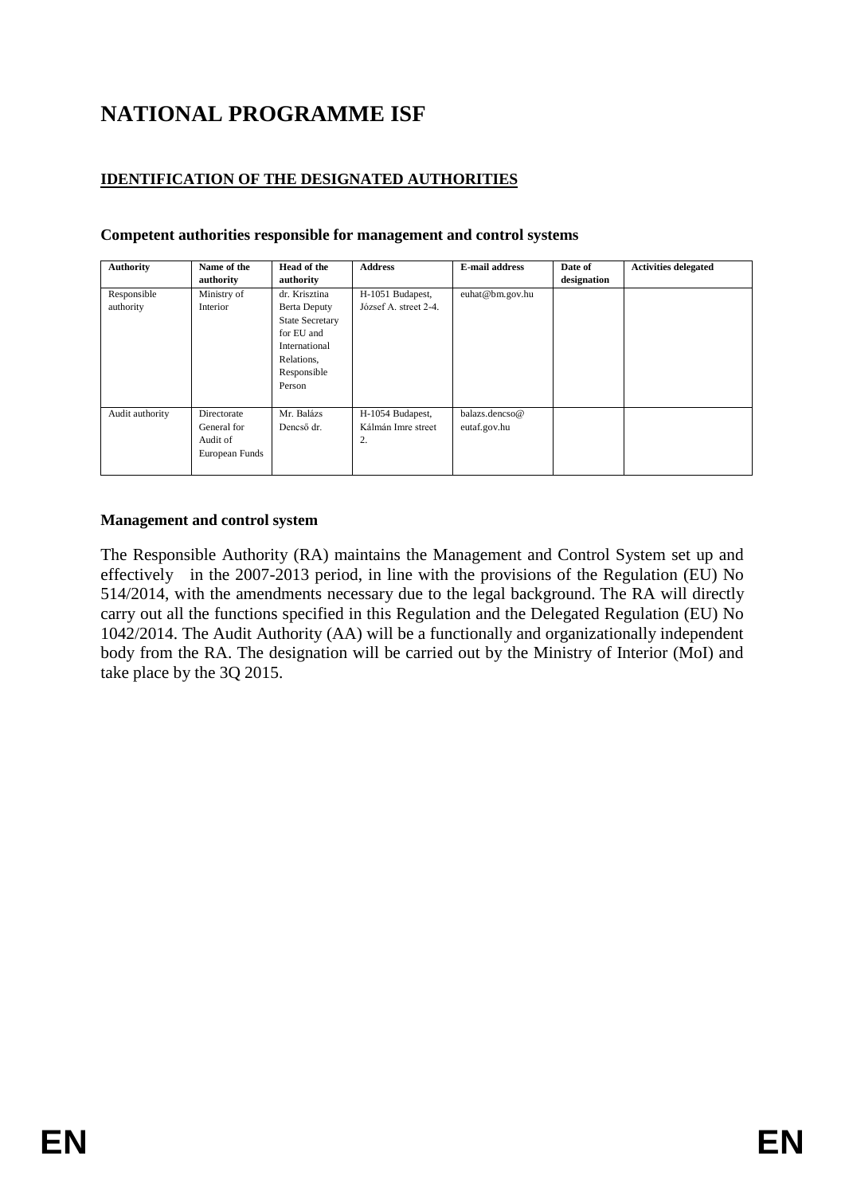# NATIONAL PROGRAMME ISF

## IDENTIFICATION OF THE DESIGNATED AUTHORITIES

### Competent authorities responsible for management and control systems

| Authority | Name of the authority | Head of the authority | Address | E-mail address | Date of designation | Activities delegated |
|---|---|---|---|---|---|---|
| Responsible authority | Ministry of Interior | dr. Krisztina Berta Deputy State Secretary for EU and International Relations, Responsible Person | H-1051 Budapest, József A. street 2-4. | euhat@bm.gov.hu | | |
| Audit authority | Directorate General for Audit of European Funds | Mr. Balázs Dencső dr. | H-1054 Budapest, Kálmán Imre street 2. | balazs.dencso@eutaf.gov.hu | | |

### Management and control system

The Responsible Authority (RA) maintains the Management and Control System set up and effectively in the 2007-2013 period, in line with the provisions of the Regulation (EU) No 514/2014, with the amendments necessary due to the legal background. The RA will directly carry out all the functions specified in this Regulation and the Delegated Regulation (EU) No 1042/2014. The Audit Authority (AA) will be a functionally and organizationally independent body from the RA. The designation will be carried out by the Ministry of Interior (MoI) and take place by the 3Q 2015.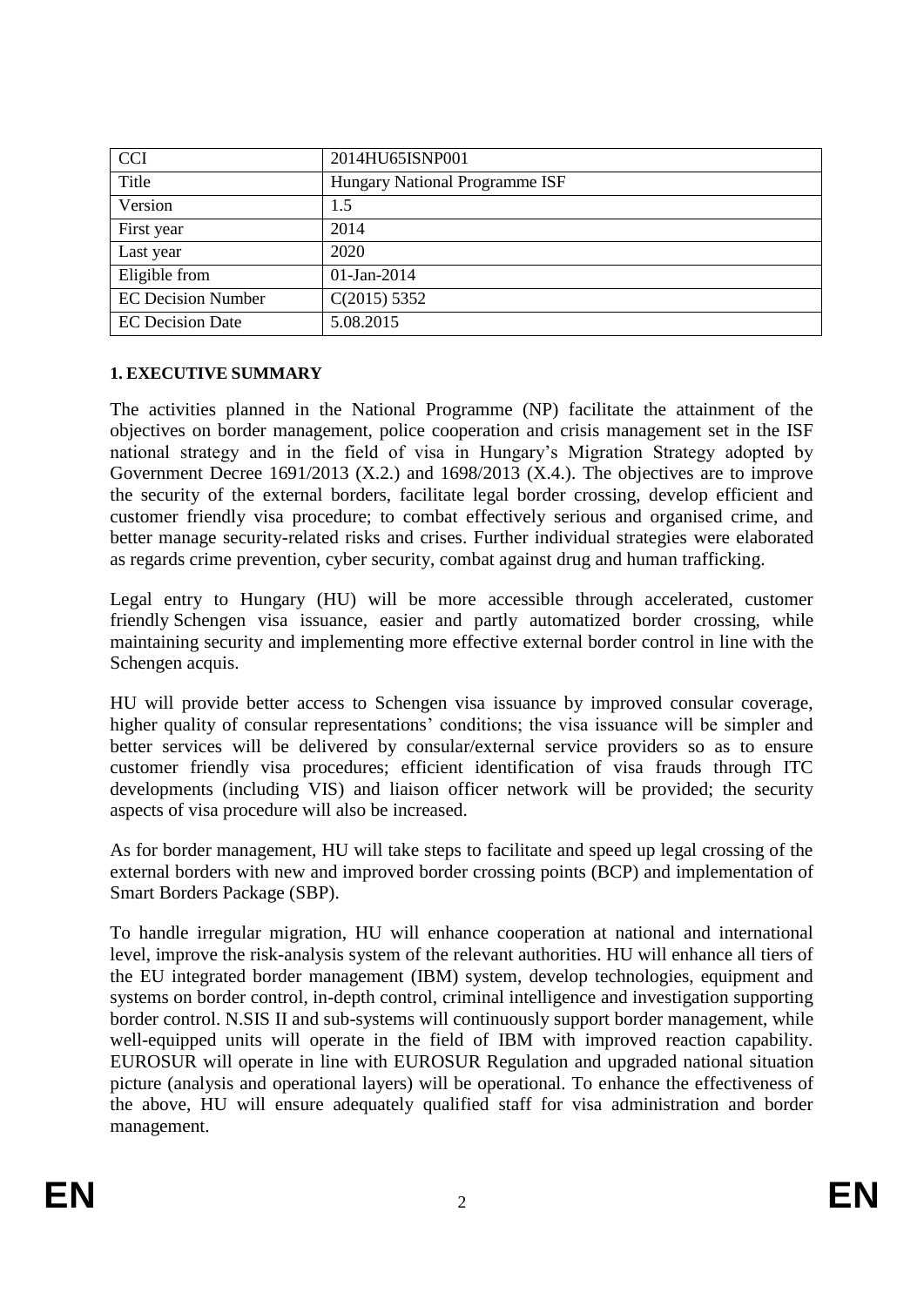| CCI | 2014HU65ISNP001 |
| --- | --- |
| Title | Hungary National Programme ISF |
| Version | 1.5 |
| First year | 2014 |
| Last year | 2020 |
| Eligible from | 01-Jan-2014 |
| EC Decision Number | C(2015) 5352 |
| EC Decision Date | 5.08.2015 |

## 1. EXECUTIVE SUMMARY

The activities planned in the National Programme (NP) facilitate the attainment of the objectives on border management, police cooperation and crisis management set in the ISF national strategy and in the field of visa in Hungary's Migration Strategy adopted by Government Decree 1691/2013 (X.2.) and 1698/2013 (X.4.). The objectives are to improve the security of the external borders, facilitate legal border crossing, develop efficient and customer friendly visa procedure; to combat effectively serious and organised crime, and better manage security-related risks and crises. Further individual strategies were elaborated as regards crime prevention, cyber security, combat against drug and human trafficking.

Legal entry to Hungary (HU) will be more accessible through accelerated, customer friendly Schengen visa issuance, easier and partly automatized border crossing, while maintaining security and implementing more effective external border control in line with the Schengen acquis.

HU will provide better access to Schengen visa issuance by improved consular coverage, higher quality of consular representations' conditions; the visa issuance will be simpler and better services will be delivered by consular/external service providers so as to ensure customer friendly visa procedures; efficient identification of visa frauds through ITC developments (including VIS) and liaison officer network will be provided; the security aspects of visa procedure will also be increased.

As for border management, HU will take steps to facilitate and speed up legal crossing of the external borders with new and improved border crossing points (BCP) and implementation of Smart Borders Package (SBP).

To handle irregular migration, HU will enhance cooperation at national and international level, improve the risk-analysis system of the relevant authorities. HU will enhance all tiers of the EU integrated border management (IBM) system, develop technologies, equipment and systems on border control, in-depth control, criminal intelligence and investigation supporting border control. N.SIS II and sub-systems will continuously support border management, while well-equipped units will operate in the field of IBM with improved reaction capability. EUROSUR will operate in line with EUROSUR Regulation and upgraded national situation picture (analysis and operational layers) will be operational. To enhance the effectiveness of the above, HU will ensure adequately qualified staff for visa administration and border management.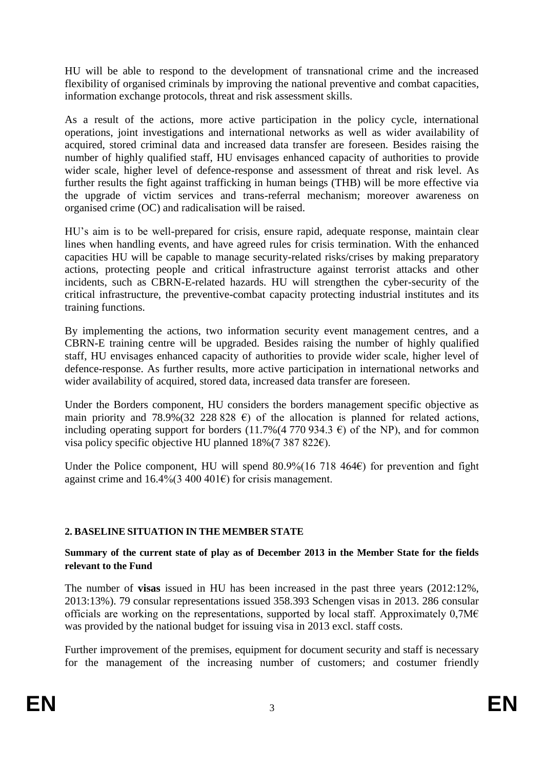HU will be able to respond to the development of transnational crime and the increased flexibility of organised criminals by improving the national preventive and combat capacities, information exchange protocols, threat and risk assessment skills.

As a result of the actions, more active participation in the policy cycle, international operations, joint investigations and international networks as well as wider availability of acquired, stored criminal data and increased data transfer are foreseen. Besides raising the number of highly qualified staff, HU envisages enhanced capacity of authorities to provide wider scale, higher level of defence-response and assessment of threat and risk level. As further results the fight against trafficking in human beings (THB) will be more effective via the upgrade of victim services and trans-referral mechanism; moreover awareness on organised crime (OC) and radicalisation will be raised.

HU's aim is to be well-prepared for crisis, ensure rapid, adequate response, maintain clear lines when handling events, and have agreed rules for crisis termination. With the enhanced capacities HU will be capable to manage security-related risks/crises by making preparatory actions, protecting people and critical infrastructure against terrorist attacks and other incidents, such as CBRN-E-related hazards. HU will strengthen the cyber-security of the critical infrastructure, the preventive-combat capacity protecting industrial institutes and its training functions.

By implementing the actions, two information security event management centres, and a CBRN-E training centre will be upgraded. Besides raising the number of highly qualified staff, HU envisages enhanced capacity of authorities to provide wider scale, higher level of defence-response. As further results, more active participation in international networks and wider availability of acquired, stored data, increased data transfer are foreseen.

Under the Borders component, HU considers the borders management specific objective as main priority and 78.9%(32 228 828 €) of the allocation is planned for related actions, including operating support for borders (11.7%(4 770 934.3 €) of the NP), and for common visa policy specific objective HU planned 18%(7 387 822€).

Under the Police component, HU will spend 80.9%(16 718 464€) for prevention and fight against crime and 16.4%(3 400 401€) for crisis management.

## 2. BASELINE SITUATION IN THE MEMBER STATE

**Summary of the current state of play as of December 2013 in the Member State for the fields relevant to the Fund**

The number of **visas** issued in HU has been increased in the past three years (2012:12%, 2013:13%). 79 consular representations issued 358.393 Schengen visas in 2013. 286 consular officials are working on the representations, supported by local staff. Approximately 0,7M€ was provided by the national budget for issuing visa in 2013 excl. staff costs.

Further improvement of the premises, equipment for document security and staff is necessary for the management of the increasing number of customers; and costumer friendly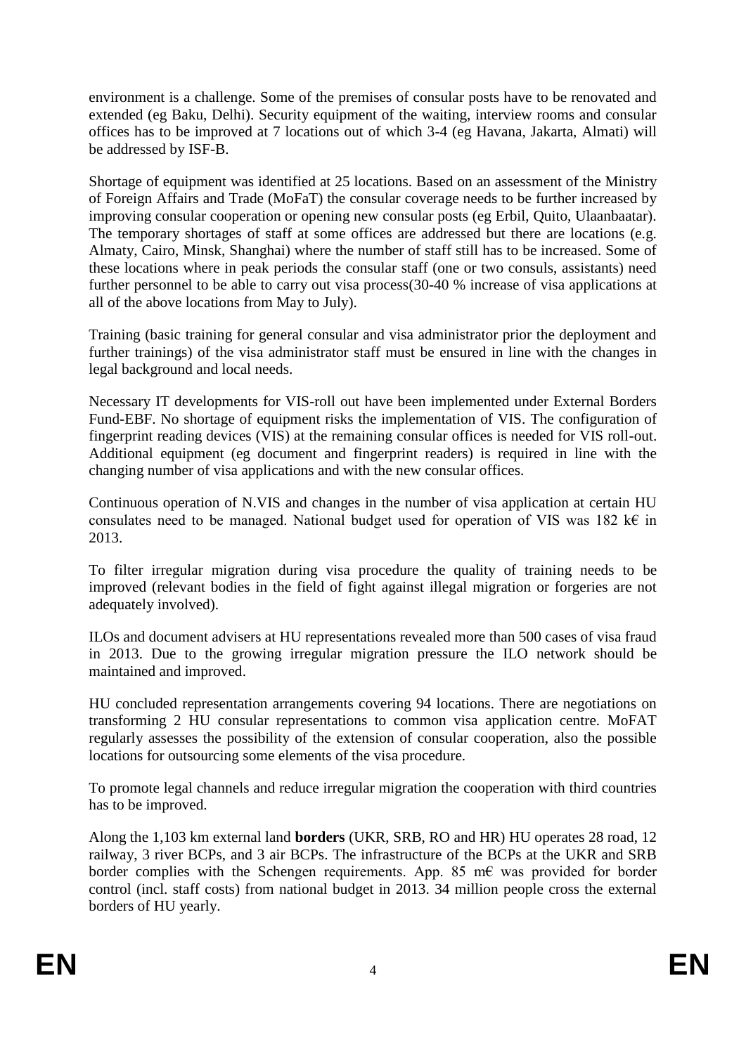environment is a challenge. Some of the premises of consular posts have to be renovated and extended (eg Baku, Delhi). Security equipment of the waiting, interview rooms and consular offices has to be improved at 7 locations out of which 3-4 (eg Havana, Jakarta, Almati) will be addressed by ISF-B.

Shortage of equipment was identified at 25 locations. Based on an assessment of the Ministry of Foreign Affairs and Trade (MoFaT) the consular coverage needs to be further increased by improving consular cooperation or opening new consular posts (eg Erbil, Quito, Ulaanbaatar). The temporary shortages of staff at some offices are addressed but there are locations (e.g. Almaty, Cairo, Minsk, Shanghai) where the number of staff still has to be increased. Some of these locations where in peak periods the consular staff (one or two consuls, assistants) need further personnel to be able to carry out visa process(30-40 % increase of visa applications at all of the above locations from May to July).

Training (basic training for general consular and visa administrator prior the deployment and further trainings) of the visa administrator staff must be ensured in line with the changes in legal background and local needs.

Necessary IT developments for VIS-roll out have been implemented under External Borders Fund-EBF. No shortage of equipment risks the implementation of VIS. The configuration of fingerprint reading devices (VIS) at the remaining consular offices is needed for VIS roll-out. Additional equipment (eg document and fingerprint readers) is required in line with the changing number of visa applications and with the new consular offices.

Continuous operation of N.VIS and changes in the number of visa application at certain HU consulates need to be managed. National budget used for operation of VIS was 182 k€ in 2013.

To filter irregular migration during visa procedure the quality of training needs to be improved (relevant bodies in the field of fight against illegal migration or forgeries are not adequately involved).

ILOs and document advisers at HU representations revealed more than 500 cases of visa fraud in 2013. Due to the growing irregular migration pressure the ILO network should be maintained and improved.

HU concluded representation arrangements covering 94 locations. There are negotiations on transforming 2 HU consular representations to common visa application centre. MoFAT regularly assesses the possibility of the extension of consular cooperation, also the possible locations for outsourcing some elements of the visa procedure.

To promote legal channels and reduce irregular migration the cooperation with third countries has to be improved.

Along the 1,103 km external land **borders** (UKR, SRB, RO and HR) HU operates 28 road, 12 railway, 3 river BCPs, and 3 air BCPs. The infrastructure of the BCPs at the UKR and SRB border complies with the Schengen requirements. App. 85 m€ was provided for border control (incl. staff costs) from national budget in 2013. 34 million people cross the external borders of HU yearly.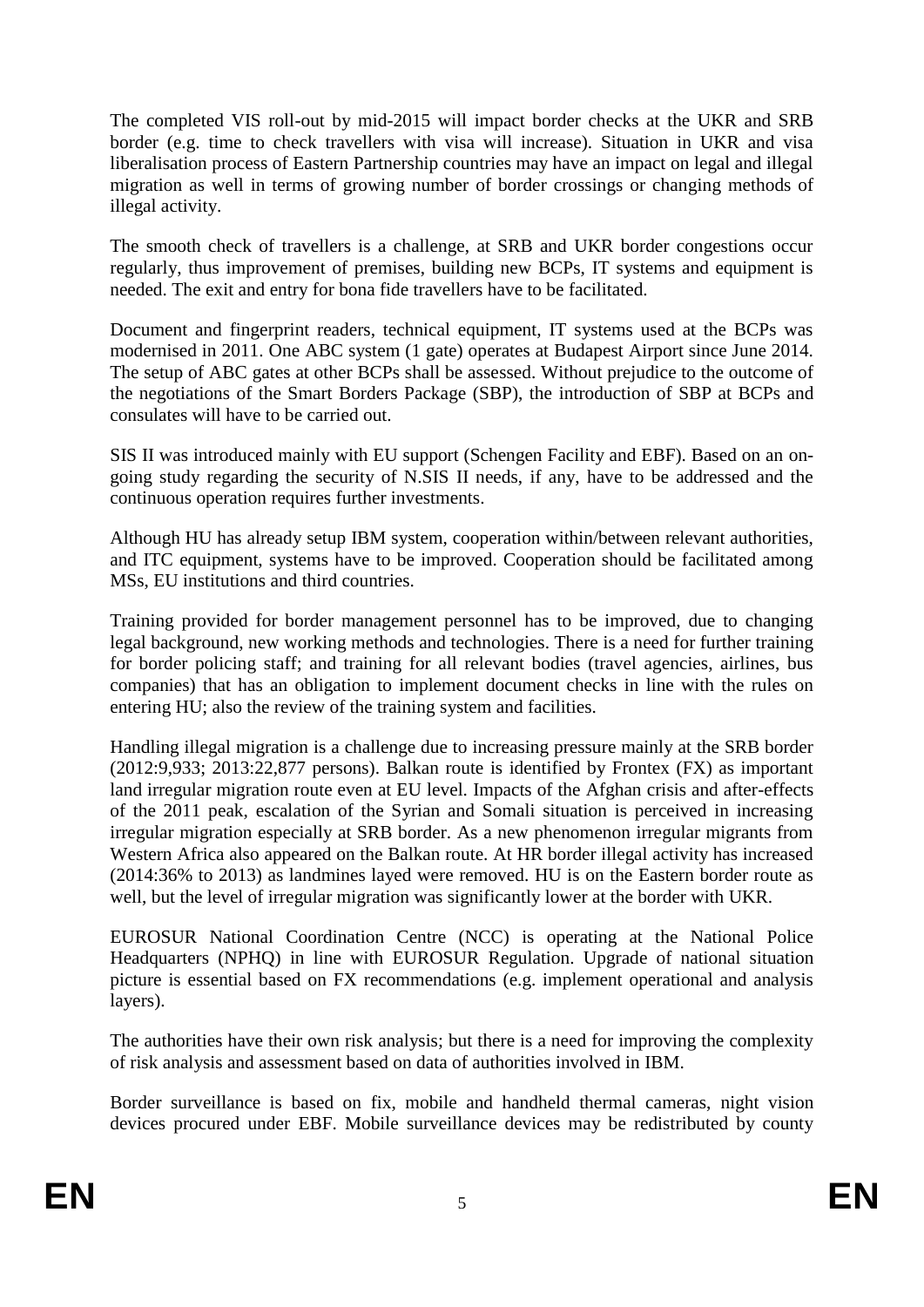The completed VIS roll-out by mid-2015 will impact border checks at the UKR and SRB border (e.g. time to check travellers with visa will increase). Situation in UKR and visa liberalisation process of Eastern Partnership countries may have an impact on legal and illegal migration as well in terms of growing number of border crossings or changing methods of illegal activity.

The smooth check of travellers is a challenge, at SRB and UKR border congestions occur regularly, thus improvement of premises, building new BCPs, IT systems and equipment is needed. The exit and entry for bona fide travellers have to be facilitated.

Document and fingerprint readers, technical equipment, IT systems used at the BCPs was modernised in 2011. One ABC system (1 gate) operates at Budapest Airport since June 2014. The setup of ABC gates at other BCPs shall be assessed. Without prejudice to the outcome of the negotiations of the Smart Borders Package (SBP), the introduction of SBP at BCPs and consulates will have to be carried out.

SIS II was introduced mainly with EU support (Schengen Facility and EBF). Based on an on-going study regarding the security of N.SIS II needs, if any, have to be addressed and the continuous operation requires further investments.

Although HU has already setup IBM system, cooperation within/between relevant authorities, and ITC equipment, systems have to be improved. Cooperation should be facilitated among MSs, EU institutions and third countries.

Training provided for border management personnel has to be improved, due to changing legal background, new working methods and technologies. There is a need for further training for border policing staff; and training for all relevant bodies (travel agencies, airlines, bus companies) that has an obligation to implement document checks in line with the rules on entering HU; also the review of the training system and facilities.

Handling illegal migration is a challenge due to increasing pressure mainly at the SRB border (2012:9,933; 2013:22,877 persons). Balkan route is identified by Frontex (FX) as important land irregular migration route even at EU level. Impacts of the Afghan crisis and after-effects of the 2011 peak, escalation of the Syrian and Somali situation is perceived in increasing irregular migration especially at SRB border. As a new phenomenon irregular migrants from Western Africa also appeared on the Balkan route. At HR border illegal activity has increased (2014:36% to 2013) as landmines layed were removed. HU is on the Eastern border route as well, but the level of irregular migration was significantly lower at the border with UKR.

EUROSUR National Coordination Centre (NCC) is operating at the National Police Headquarters (NPHQ) in line with EUROSUR Regulation. Upgrade of national situation picture is essential based on FX recommendations (e.g. implement operational and analysis layers).

The authorities have their own risk analysis; but there is a need for improving the complexity of risk analysis and assessment based on data of authorities involved in IBM.

Border surveillance is based on fix, mobile and handheld thermal cameras, night vision devices procured under EBF. Mobile surveillance devices may be redistributed by county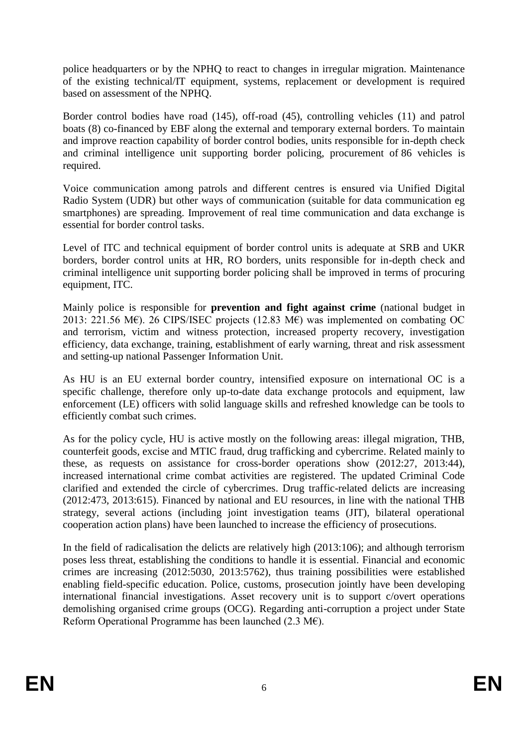police headquarters or by the NPHQ to react to changes in irregular migration. Maintenance of the existing technical/IT equipment, systems, replacement or development is required based on assessment of the NPHQ.

Border control bodies have road (145), off-road (45), controlling vehicles (11) and patrol boats (8) co-financed by EBF along the external and temporary external borders. To maintain and improve reaction capability of border control bodies, units responsible for in-depth check and criminal intelligence unit supporting border policing, procurement of 86 vehicles is required.

Voice communication among patrols and different centres is ensured via Unified Digital Radio System (UDR) but other ways of communication (suitable for data communication eg smartphones) are spreading. Improvement of real time communication and data exchange is essential for border control tasks.

Level of ITC and technical equipment of border control units is adequate at SRB and UKR borders, border control units at HR, RO borders, units responsible for in-depth check and criminal intelligence unit supporting border policing shall be improved in terms of procuring equipment, ITC.

Mainly police is responsible for **prevention and fight against crime** (national budget in 2013: 221.56 M€). 26 CIPS/ISEC projects (12.83 M€) was implemented on combating OC and terrorism, victim and witness protection, increased property recovery, investigation efficiency, data exchange, training, establishment of early warning, threat and risk assessment and setting-up national Passenger Information Unit.

As HU is an EU external border country, intensified exposure on international OC is a specific challenge, therefore only up-to-date data exchange protocols and equipment, law enforcement (LE) officers with solid language skills and refreshed knowledge can be tools to efficiently combat such crimes.

As for the policy cycle, HU is active mostly on the following areas: illegal migration, THB, counterfeit goods, excise and MTIC fraud, drug trafficking and cybercrime. Related mainly to these, as requests on assistance for cross-border operations show (2012:27, 2013:44), increased international crime combat activities are registered. The updated Criminal Code clarified and extended the circle of cybercrimes. Drug traffic-related delicts are increasing (2012:473, 2013:615). Financed by national and EU resources, in line with the national THB strategy, several actions (including joint investigation teams (JIT), bilateral operational cooperation action plans) have been launched to increase the efficiency of prosecutions.

In the field of radicalisation the delicts are relatively high (2013:106); and although terrorism poses less threat, establishing the conditions to handle it is essential. Financial and economic crimes are increasing (2012:5030, 2013:5762), thus training possibilities were established enabling field-specific education. Police, customs, prosecution jointly have been developing international financial investigations. Asset recovery unit is to support c/overt operations demolishing organised crime groups (OCG). Regarding anti-corruption a project under State Reform Operational Programme has been launched (2.3 M€).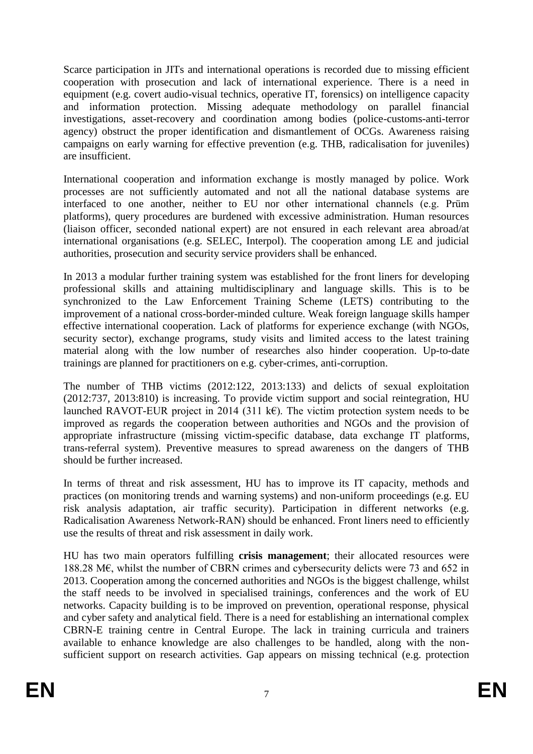Scarce participation in JITs and international operations is recorded due to missing efficient cooperation with prosecution and lack of international experience. There is a need in equipment (e.g. covert audio-visual technics, operative IT, forensics) on intelligence capacity and information protection. Missing adequate methodology on parallel financial investigations, asset-recovery and coordination among bodies (police-customs-anti-terror agency) obstruct the proper identification and dismantlement of OCGs. Awareness raising campaigns on early warning for effective prevention (e.g. THB, radicalisation for juveniles) are insufficient.

International cooperation and information exchange is mostly managed by police. Work processes are not sufficiently automated and not all the national database systems are interfaced to one another, neither to EU nor other international channels (e.g. Prüm platforms), query procedures are burdened with excessive administration. Human resources (liaison officer, seconded national expert) are not ensured in each relevant area abroad/at international organisations (e.g. SELEC, Interpol). The cooperation among LE and judicial authorities, prosecution and security service providers shall be enhanced.

In 2013 a modular further training system was established for the front liners for developing professional skills and attaining multidisciplinary and language skills. This is to be synchronized to the Law Enforcement Training Scheme (LETS) contributing to the improvement of a national cross-border-minded culture. Weak foreign language skills hamper effective international cooperation. Lack of platforms for experience exchange (with NGOs, security sector), exchange programs, study visits and limited access to the latest training material along with the low number of researches also hinder cooperation. Up-to-date trainings are planned for practitioners on e.g. cyber-crimes, anti-corruption.

The number of THB victims (2012:122, 2013:133) and delicts of sexual exploitation (2012:737, 2013:810) is increasing. To provide victim support and social reintegration, HU launched RAVOT-EUR project in 2014 (311 k€). The victim protection system needs to be improved as regards the cooperation between authorities and NGOs and the provision of appropriate infrastructure (missing victim-specific database, data exchange IT platforms, trans-referral system). Preventive measures to spread awareness on the dangers of THB should be further increased.

In terms of threat and risk assessment, HU has to improve its IT capacity, methods and practices (on monitoring trends and warning systems) and non-uniform proceedings (e.g. EU risk analysis adaptation, air traffic security). Participation in different networks (e.g. Radicalisation Awareness Network-RAN) should be enhanced. Front liners need to efficiently use the results of threat and risk assessment in daily work.

HU has two main operators fulfilling **crisis management**; their allocated resources were 188.28 M€, whilst the number of CBRN crimes and cybersecurity delicts were 73 and 652 in 2013. Cooperation among the concerned authorities and NGOs is the biggest challenge, whilst the staff needs to be involved in specialised trainings, conferences and the work of EU networks. Capacity building is to be improved on prevention, operational response, physical and cyber safety and analytical field. There is a need for establishing an international complex CBRN-E training centre in Central Europe. The lack in training curricula and trainers available to enhance knowledge are also challenges to be handled, along with the non-sufficient support on research activities. Gap appears on missing technical (e.g. protection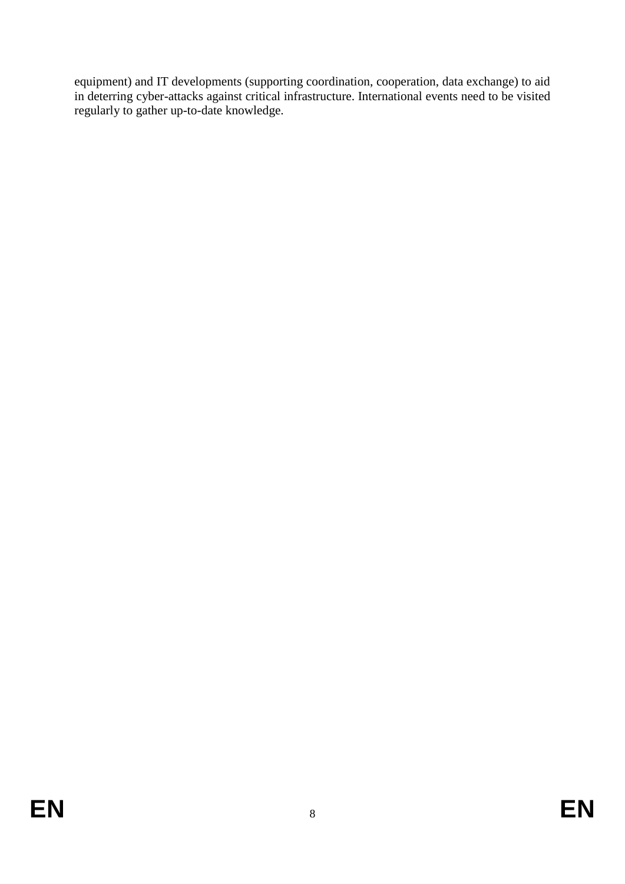equipment) and IT developments (supporting coordination, cooperation, data exchange) to aid in deterring cyber-attacks against critical infrastructure. International events need to be visited regularly to gather up-to-date knowledge.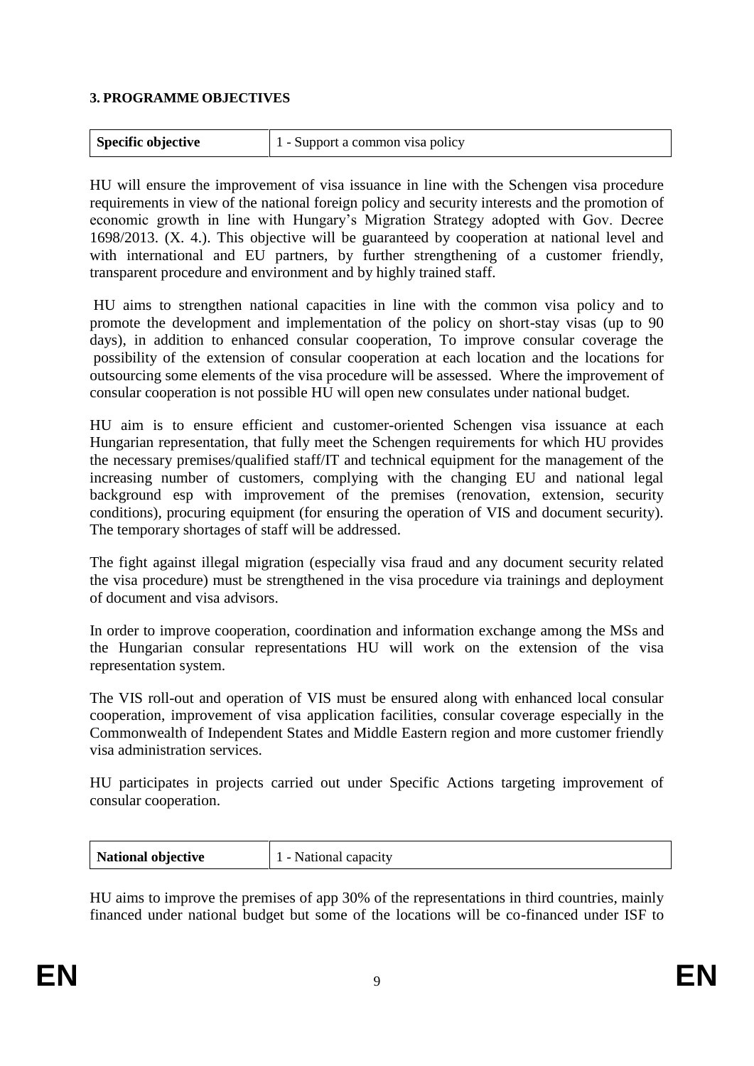**3. PROGRAMME OBJECTIVES**

| Specific objective | 1 - Support a common visa policy |
|---|---|

HU will ensure the improvement of visa issuance in line with the Schengen visa procedure requirements in view of the national foreign policy and security interests and the promotion of economic growth in line with Hungary's Migration Strategy adopted with Gov. Decree 1698/2013. (X. 4.). This objective will be guaranteed by cooperation at national level and with international and EU partners, by further strengthening of a customer friendly, transparent procedure and environment and by highly trained staff.

HU aims to strengthen national capacities in line with the common visa policy and to promote the development and implementation of the policy on short-stay visas (up to 90 days), in addition to enhanced consular cooperation, To improve consular coverage the possibility of the extension of consular cooperation at each location and the locations for outsourcing some elements of the visa procedure will be assessed. Where the improvement of consular cooperation is not possible HU will open new consulates under national budget.

HU aim is to ensure efficient and customer-oriented Schengen visa issuance at each Hungarian representation, that fully meet the Schengen requirements for which HU provides the necessary premises/qualified staff/IT and technical equipment for the management of the increasing number of customers, complying with the changing EU and national legal background esp with improvement of the premises (renovation, extension, security conditions), procuring equipment (for ensuring the operation of VIS and document security). The temporary shortages of staff will be addressed.

The fight against illegal migration (especially visa fraud and any document security related the visa procedure) must be strengthened in the visa procedure via trainings and deployment of document and visa advisors.

In order to improve cooperation, coordination and information exchange among the MSs and the Hungarian consular representations HU will work on the extension of the visa representation system.

The VIS roll-out and operation of VIS must be ensured along with enhanced local consular cooperation, improvement of visa application facilities, consular coverage especially in the Commonwealth of Independent States and Middle Eastern region and more customer friendly visa administration services.

HU participates in projects carried out under Specific Actions targeting improvement of consular cooperation.

| National objective | 1 - National capacity |
|---|---|

HU aims to improve the premises of app 30% of the representations in third countries, mainly financed under national budget but some of the locations will be co-financed under ISF to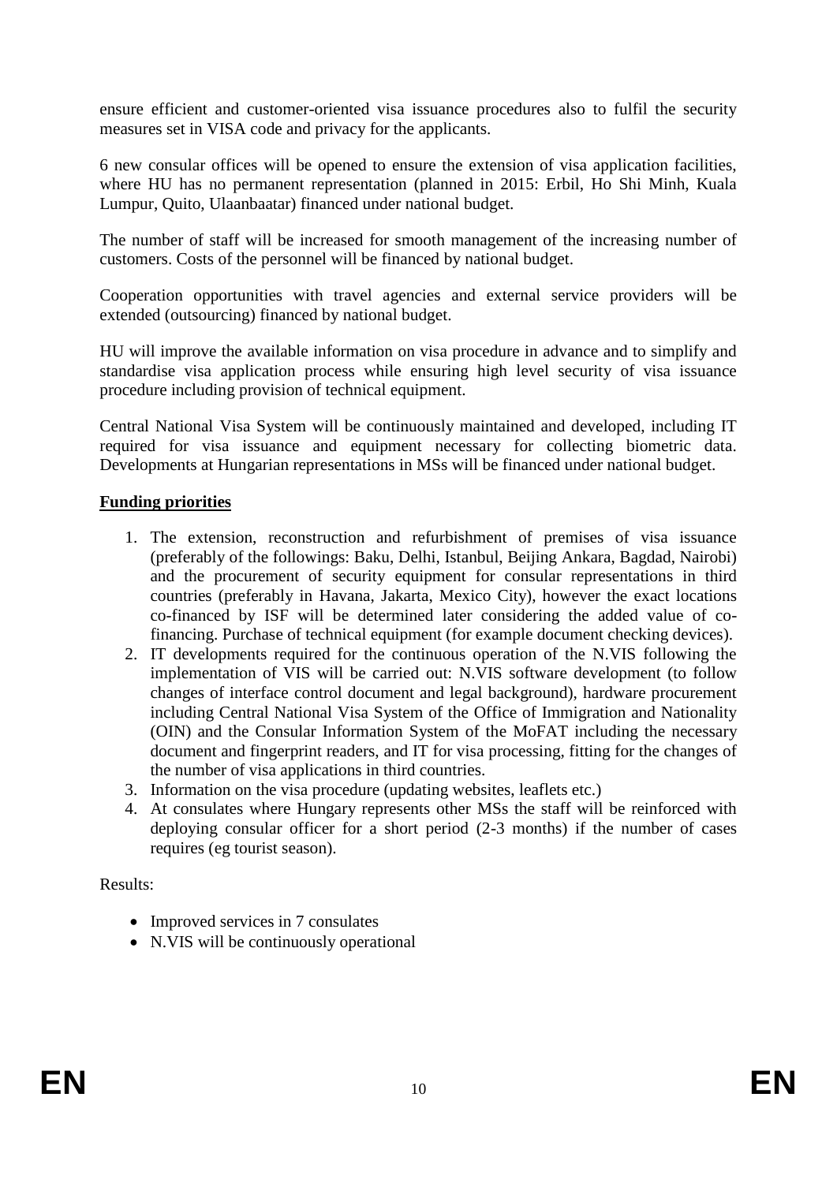ensure efficient and customer-oriented visa issuance procedures also to fulfil the security measures set in VISA code and privacy for the applicants.

6 new consular offices will be opened to ensure the extension of visa application facilities, where HU has no permanent representation (planned in 2015: Erbil, Ho Shi Minh, Kuala Lumpur, Quito, Ulaanbaatar) financed under national budget.

The number of staff will be increased for smooth management of the increasing number of customers. Costs of the personnel will be financed by national budget.

Cooperation opportunities with travel agencies and external service providers will be extended (outsourcing) financed by national budget.

HU will improve the available information on visa procedure in advance and to simplify and standardise visa application process while ensuring high level security of visa issuance procedure including provision of technical equipment.

Central National Visa System will be continuously maintained and developed, including IT required for visa issuance and equipment necessary for collecting biometric data. Developments at Hungarian representations in MSs will be financed under national budget.

**Funding priorities**

1. The extension, reconstruction and refurbishment of premises of visa issuance (preferably of the followings: Baku, Delhi, Istanbul, Beijing Ankara, Bagdad, Nairobi) and the procurement of security equipment for consular representations in third countries (preferably in Havana, Jakarta, Mexico City), however the exact locations co-financed by ISF will be determined later considering the added value of co-financing. Purchase of technical equipment (for example document checking devices).
2. IT developments required for the continuous operation of the N.VIS following the implementation of VIS will be carried out: N.VIS software development (to follow changes of interface control document and legal background), hardware procurement including Central National Visa System of the Office of Immigration and Nationality (OIN) and the Consular Information System of the MoFAT including the necessary document and fingerprint readers, and IT for visa processing, fitting for the changes of the number of visa applications in third countries.
3. Information on the visa procedure (updating websites, leaflets etc.)
4. At consulates where Hungary represents other MSs the staff will be reinforced with deploying consular officer for a short period (2-3 months) if the number of cases requires (eg tourist season).

Results:

- Improved services in 7 consulates
- N.VIS will be continuously operational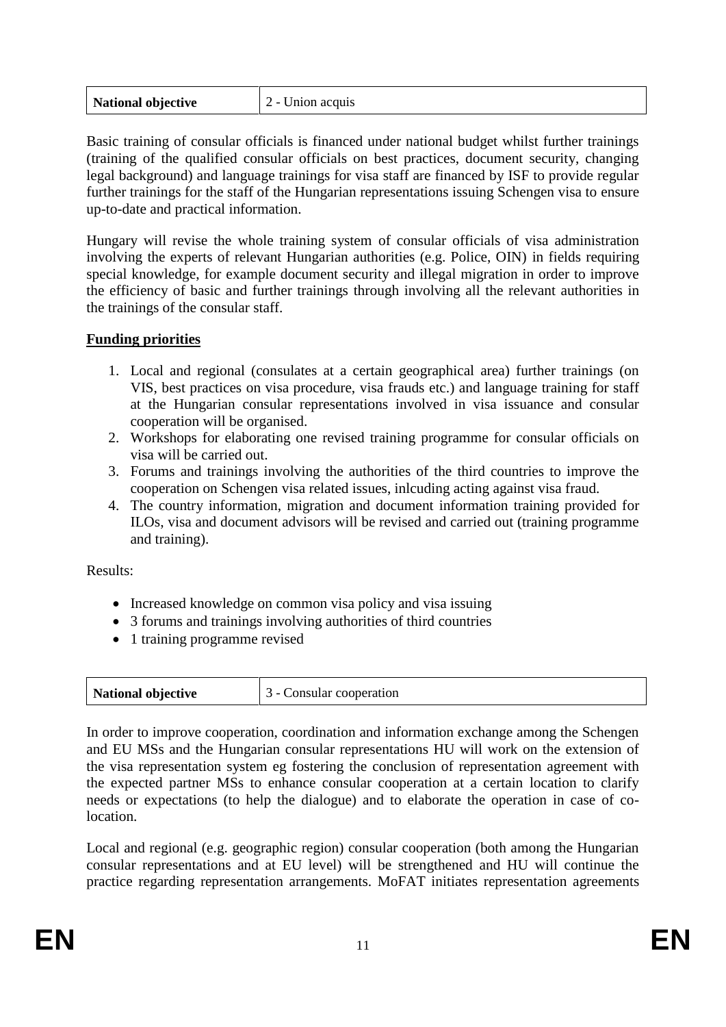| National objective | 2 - Union acquis |
| --- | --- |

Basic training of consular officials is financed under national budget whilst further trainings (training of the qualified consular officials on best practices, document security, changing legal background) and language trainings for visa staff are financed by ISF to provide regular further trainings for the staff of the Hungarian representations issuing Schengen visa to ensure up-to-date and practical information.

Hungary will revise the whole training system of consular officials of visa administration involving the experts of relevant Hungarian authorities (e.g. Police, OIN) in fields requiring special knowledge, for example document security and illegal migration in order to improve the efficiency of basic and further trainings through involving all the relevant authorities in the trainings of the consular staff.

**Funding priorities**

1. Local and regional (consulates at a certain geographical area) further trainings (on VIS, best practices on visa procedure, visa frauds etc.) and language training for staff at the Hungarian consular representations involved in visa issuance and consular cooperation will be organised.
2. Workshops for elaborating one revised training programme for consular officials on visa will be carried out.
3. Forums and trainings involving the authorities of the third countries to improve the cooperation on Schengen visa related issues, inlcuding acting against visa fraud.
4. The country information, migration and document information training provided for ILOs, visa and document advisors will be revised and carried out (training programme and training).

Results:

- Increased knowledge on common visa policy and visa issuing
- 3 forums and trainings involving authorities of third countries
- 1 training programme revised

| National objective | 3 - Consular cooperation |
| --- | --- |

In order to improve cooperation, coordination and information exchange among the Schengen and EU MSs and the Hungarian consular representations HU will work on the extension of the visa representation system eg fostering the conclusion of representation agreement with the expected partner MSs to enhance consular cooperation at a certain location to clarify needs or expectations (to help the dialogue) and to elaborate the operation in case of co-location.

Local and regional (e.g. geographic region) consular cooperation (both among the Hungarian consular representations and at EU level) will be strengthened and HU will continue the practice regarding representation arrangements. MoFAT initiates representation agreements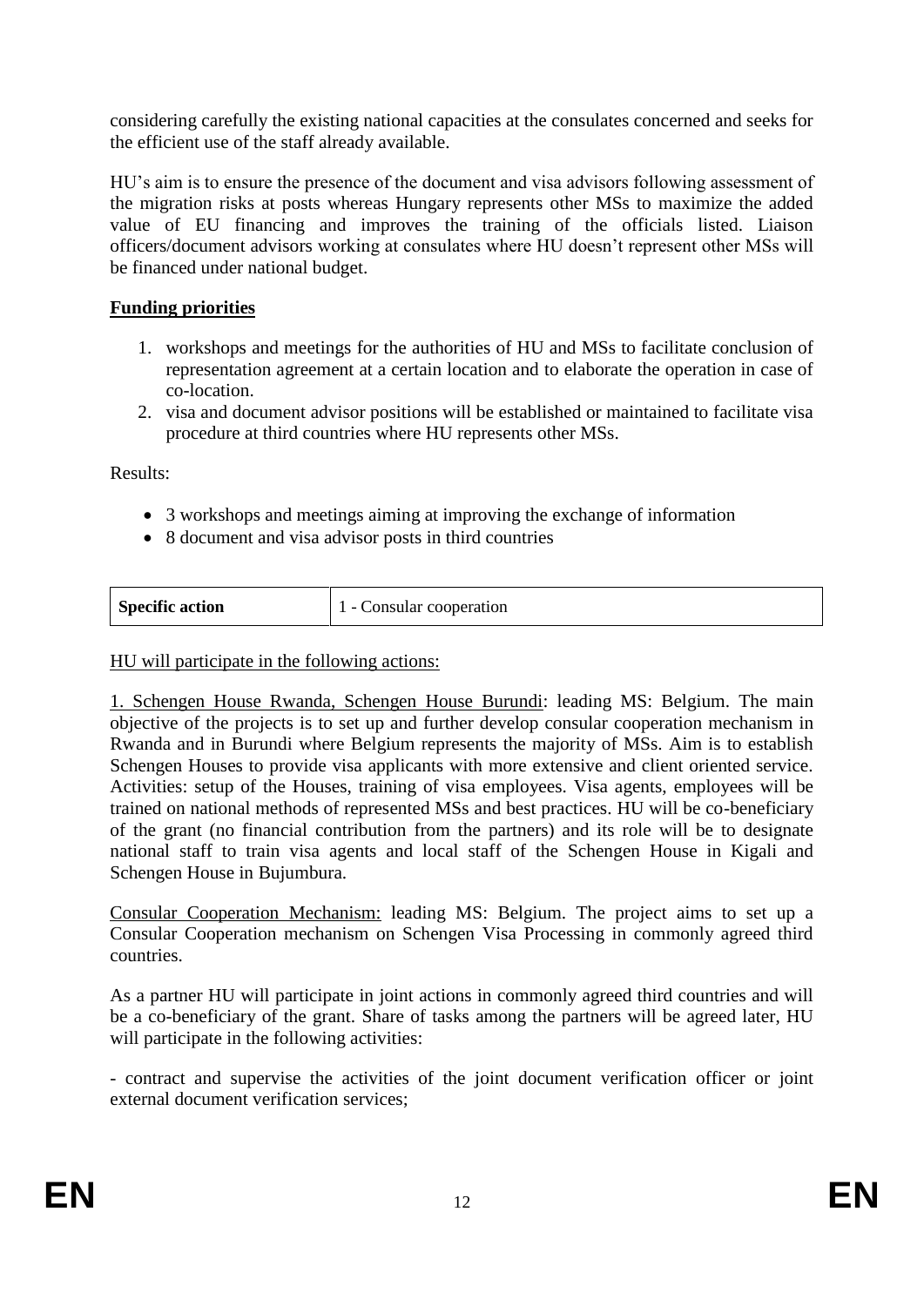considering carefully the existing national capacities at the consulates concerned and seeks for the efficient use of the staff already available.

HU's aim is to ensure the presence of the document and visa advisors following assessment of the migration risks at posts whereas Hungary represents other MSs to maximize the added value of EU financing and improves the training of the officials listed. Liaison officers/document advisors working at consulates where HU doesn't represent other MSs will be financed under national budget.

**Funding priorities**

1. workshops and meetings for the authorities of HU and MSs to facilitate conclusion of representation agreement at a certain location and to elaborate the operation in case of co-location.
2. visa and document advisor positions will be established or maintained to facilitate visa procedure at third countries where HU represents other MSs.

Results:

- 3 workshops and meetings aiming at improving the exchange of information
- 8 document and visa advisor posts in third countries

| **Specific action** | 1 - Consular cooperation |
|---|---|

HU will participate in the following actions:

1. Schengen House Rwanda, Schengen House Burundi: leading MS: Belgium. The main objective of the projects is to set up and further develop consular cooperation mechanism in Rwanda and in Burundi where Belgium represents the majority of MSs. Aim is to establish Schengen Houses to provide visa applicants with more extensive and client oriented service. Activities: setup of the Houses, training of visa employees. Visa agents, employees will be trained on national methods of represented MSs and best practices. HU will be co-beneficiary of the grant (no financial contribution from the partners) and its role will be to designate national staff to train visa agents and local staff of the Schengen House in Kigali and Schengen House in Bujumbura.

Consular Cooperation Mechanism: leading MS: Belgium. The project aims to set up a Consular Cooperation mechanism on Schengen Visa Processing in commonly agreed third countries.

As a partner HU will participate in joint actions in commonly agreed third countries and will be a co-beneficiary of the grant. Share of tasks among the partners will be agreed later, HU will participate in the following activities:

- contract and supervise the activities of the joint document verification officer or joint external document verification services;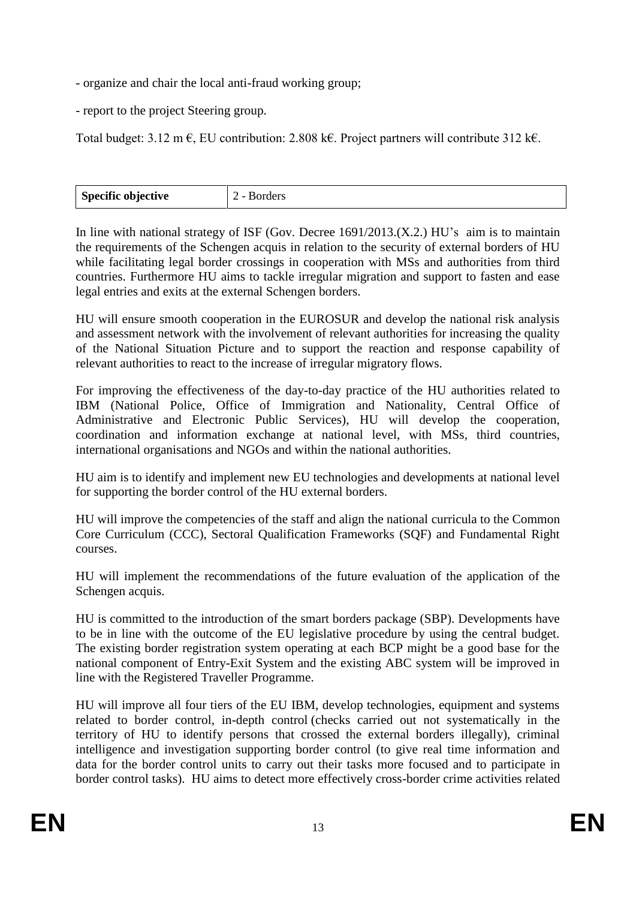- organize and chair the local anti-fraud working group;

- report to the project Steering group.

Total budget: 3.12 m €, EU contribution: 2.808 k€. Project partners will contribute 312 k€.

| **Specific objective** | 2 - Borders |
| --- | --- |

In line with national strategy of ISF (Gov. Decree 1691/2013.(X.2.) HU's aim is to maintain the requirements of the Schengen acquis in relation to the security of external borders of HU while facilitating legal border crossings in cooperation with MSs and authorities from third countries. Furthermore HU aims to tackle irregular migration and support to fasten and ease legal entries and exits at the external Schengen borders.

HU will ensure smooth cooperation in the EUROSUR and develop the national risk analysis and assessment network with the involvement of relevant authorities for increasing the quality of the National Situation Picture and to support the reaction and response capability of relevant authorities to react to the increase of irregular migratory flows.

For improving the effectiveness of the day-to-day practice of the HU authorities related to IBM (National Police, Office of Immigration and Nationality, Central Office of Administrative and Electronic Public Services), HU will develop the cooperation, coordination and information exchange at national level, with MSs, third countries, international organisations and NGOs and within the national authorities.

HU aim is to identify and implement new EU technologies and developments at national level for supporting the border control of the HU external borders.

HU will improve the competencies of the staff and align the national curricula to the Common Core Curriculum (CCC), Sectoral Qualification Frameworks (SQF) and Fundamental Right courses.

HU will implement the recommendations of the future evaluation of the application of the Schengen acquis.

HU is committed to the introduction of the smart borders package (SBP). Developments have to be in line with the outcome of the EU legislative procedure by using the central budget. The existing border registration system operating at each BCP might be a good base for the national component of Entry-Exit System and the existing ABC system will be improved in line with the Registered Traveller Programme.

HU will improve all four tiers of the EU IBM, develop technologies, equipment and systems related to border control, in-depth control (checks carried out not systematically in the territory of HU to identify persons that crossed the external borders illegally), criminal intelligence and investigation supporting border control (to give real time information and data for the border control units to carry out their tasks more focused and to participate in border control tasks). HU aims to detect more effectively cross-border crime activities related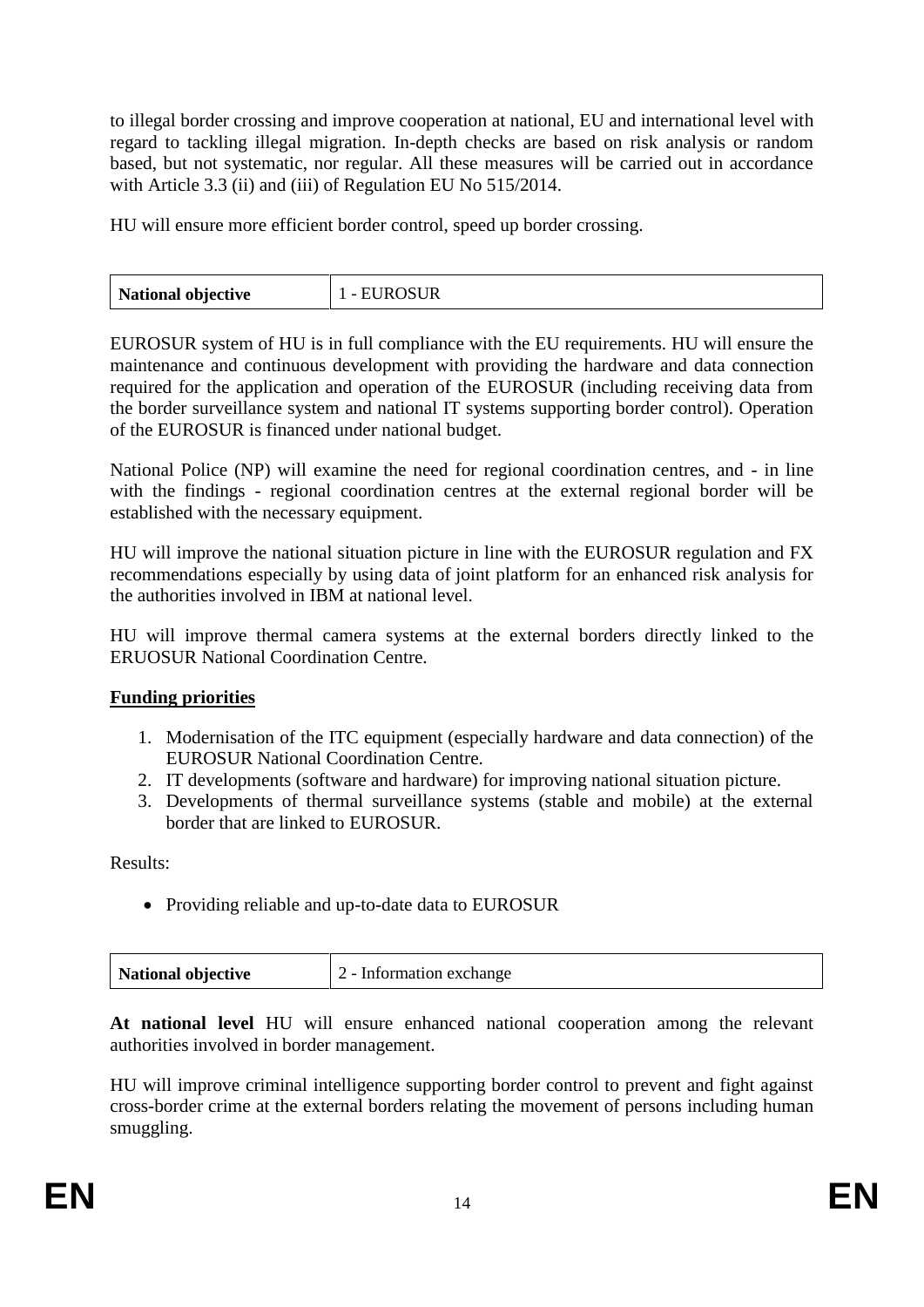to illegal border crossing and improve cooperation at national, EU and international level with regard to tackling illegal migration. In-depth checks are based on risk analysis or random based, but not systematic, nor regular. All these measures will be carried out in accordance with Article 3.3 (ii) and (iii) of Regulation EU No 515/2014.

HU will ensure more efficient border control, speed up border crossing.

| **National objective** | 1 - EUROSUR |
|---|---|

EUROSUR system of HU is in full compliance with the EU requirements. HU will ensure the maintenance and continuous development with providing the hardware and data connection required for the application and operation of the EUROSUR (including receiving data from the border surveillance system and national IT systems supporting border control). Operation of the EUROSUR is financed under national budget.

National Police (NP) will examine the need for regional coordination centres, and - in line with the findings - regional coordination centres at the external regional border will be established with the necessary equipment.

HU will improve the national situation picture in line with the EUROSUR regulation and FX recommendations especially by using data of joint platform for an enhanced risk analysis for the authorities involved in IBM at national level.

HU will improve thermal camera systems at the external borders directly linked to the ERUOSUR National Coordination Centre.

**Funding priorities**

1. Modernisation of the ITC equipment (especially hardware and data connection) of the EUROSUR National Coordination Centre.
2. IT developments (software and hardware) for improving national situation picture.
3. Developments of thermal surveillance systems (stable and mobile) at the external border that are linked to EUROSUR.

Results:

- Providing reliable and up-to-date data to EUROSUR

| **National objective** | 2 - Information exchange |
|---|---|

**At national level** HU will ensure enhanced national cooperation among the relevant authorities involved in border management.

HU will improve criminal intelligence supporting border control to prevent and fight against cross-border crime at the external borders relating the movement of persons including human smuggling.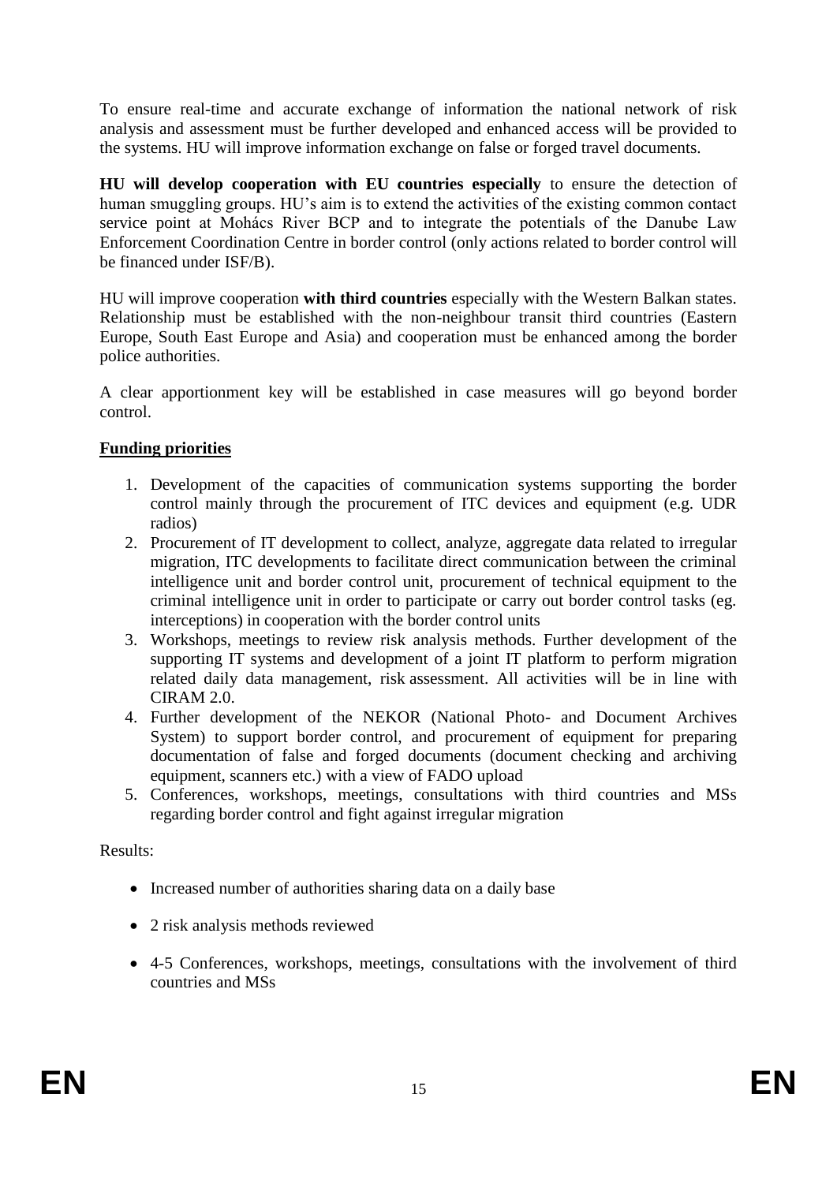To ensure real-time and accurate exchange of information the national network of risk analysis and assessment must be further developed and enhanced access will be provided to the systems. HU will improve information exchange on false or forged travel documents.

**HU will develop cooperation with EU countries especially** to ensure the detection of human smuggling groups. HU's aim is to extend the activities of the existing common contact service point at Mohács River BCP and to integrate the potentials of the Danube Law Enforcement Coordination Centre in border control (only actions related to border control will be financed under ISF/B).

HU will improve cooperation **with third countries** especially with the Western Balkan states. Relationship must be established with the non-neighbour transit third countries (Eastern Europe, South East Europe and Asia) and cooperation must be enhanced among the border police authorities.

A clear apportionment key will be established in case measures will go beyond border control.

**Funding priorities**

1. Development of the capacities of communication systems supporting the border control mainly through the procurement of ITC devices and equipment (e.g. UDR radios)
2. Procurement of IT development to collect, analyze, aggregate data related to irregular migration, ITC developments to facilitate direct communication between the criminal intelligence unit and border control unit, procurement of technical equipment to the criminal intelligence unit in order to participate or carry out border control tasks (eg. interceptions) in cooperation with the border control units
3. Workshops, meetings to review risk analysis methods. Further development of the supporting IT systems and development of a joint IT platform to perform migration related daily data management, risk assessment. All activities will be in line with CIRAM 2.0.
4. Further development of the NEKOR (National Photo- and Document Archives System) to support border control, and procurement of equipment for preparing documentation of false and forged documents (document checking and archiving equipment, scanners etc.) with a view of FADO upload
5. Conferences, workshops, meetings, consultations with third countries and MSs regarding border control and fight against irregular migration

Results:

- Increased number of authorities sharing data on a daily base
- 2 risk analysis methods reviewed
- 4-5 Conferences, workshops, meetings, consultations with the involvement of third countries and MSs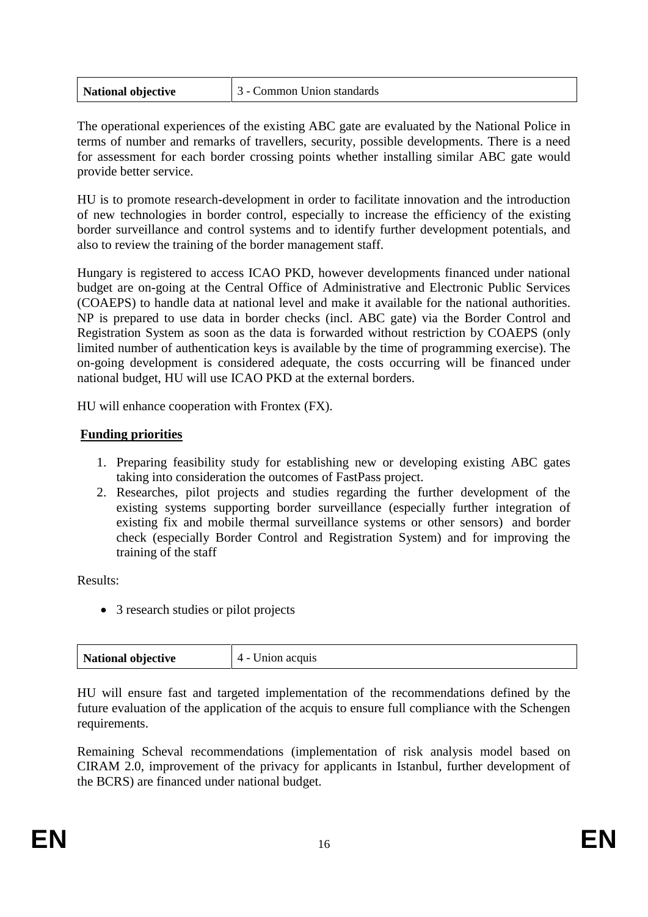| National objective | 3 - Common Union standards |
|---|---|

The operational experiences of the existing ABC gate are evaluated by the National Police in terms of number and remarks of travellers, security, possible developments. There is a need for assessment for each border crossing points whether installing similar ABC gate would provide better service.

HU is to promote research-development in order to facilitate innovation and the introduction of new technologies in border control, especially to increase the efficiency of the existing border surveillance and control systems and to identify further development potentials, and also to review the training of the border management staff.

Hungary is registered to access ICAO PKD, however developments financed under national budget are on-going at the Central Office of Administrative and Electronic Public Services (COAEPS) to handle data at national level and make it available for the national authorities. NP is prepared to use data in border checks (incl. ABC gate) via the Border Control and Registration System as soon as the data is forwarded without restriction by COAEPS (only limited number of authentication keys is available by the time of programming exercise). The on-going development is considered adequate, the costs occurring will be financed under national budget, HU will use ICAO PKD at the external borders.

HU will enhance cooperation with Frontex (FX).

**Funding priorities**

1. Preparing feasibility study for establishing new or developing existing ABC gates taking into consideration the outcomes of FastPass project.
2. Researches, pilot projects and studies regarding the further development of the existing systems supporting border surveillance (especially further integration of existing fix and mobile thermal surveillance systems or other sensors) and border check (especially Border Control and Registration System) and for improving the training of the staff

Results:

- 3 research studies or pilot projects

| National objective | 4 - Union acquis |
|---|---|

HU will ensure fast and targeted implementation of the recommendations defined by the future evaluation of the application of the acquis to ensure full compliance with the Schengen requirements.

Remaining Scheval recommendations (implementation of risk analysis model based on CIRAM 2.0, improvement of the privacy for applicants in Istanbul, further development of the BCRS) are financed under national budget.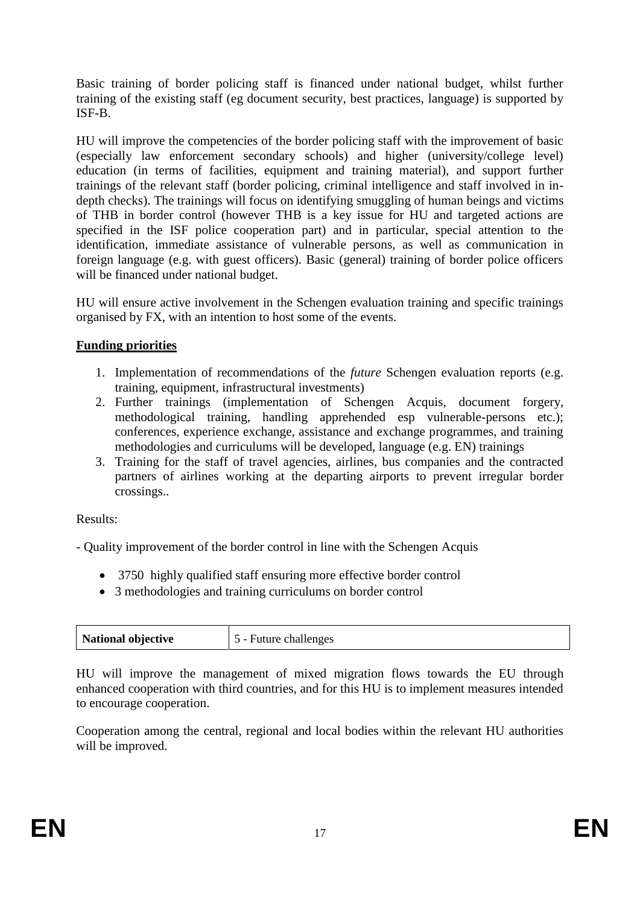Basic training of border policing staff is financed under national budget, whilst further training of the existing staff (eg document security, best practices, language) is supported by ISF-B.

HU will improve the competencies of the border policing staff with the improvement of basic (especially law enforcement secondary schools) and higher (university/college level) education (in terms of facilities, equipment and training material), and support further trainings of the relevant staff (border policing, criminal intelligence and staff involved in in-depth checks). The trainings will focus on identifying smuggling of human beings and victims of THB in border control (however THB is a key issue for HU and targeted actions are specified in the ISF police cooperation part) and in particular, special attention to the identification, immediate assistance of vulnerable persons, as well as communication in foreign language (e.g. with guest officers). Basic (general) training of border police officers will be financed under national budget.

HU will ensure active involvement in the Schengen evaluation training and specific trainings organised by FX, with an intention to host some of the events.

**Funding priorities**

1. Implementation of recommendations of the *future* Schengen evaluation reports (e.g. training, equipment, infrastructural investments)
2. Further trainings (implementation of Schengen Acquis, document forgery, methodological training, handling apprehended esp vulnerable-persons etc.); conferences, experience exchange, assistance and exchange programmes, and training methodologies and curriculums will be developed, language (e.g. EN) trainings
3. Training for the staff of travel agencies, airlines, bus companies and the contracted partners of airlines working at the departing airports to prevent irregular border crossings..

Results:

- Quality improvement of the border control in line with the Schengen Acquis

- 3750 highly qualified staff ensuring more effective border control
- 3 methodologies and training curriculums on border control

| **National objective** | 5 - Future challenges |
|---|---|

HU will improve the management of mixed migration flows towards the EU through enhanced cooperation with third countries, and for this HU is to implement measures intended to encourage cooperation.

Cooperation among the central, regional and local bodies within the relevant HU authorities will be improved.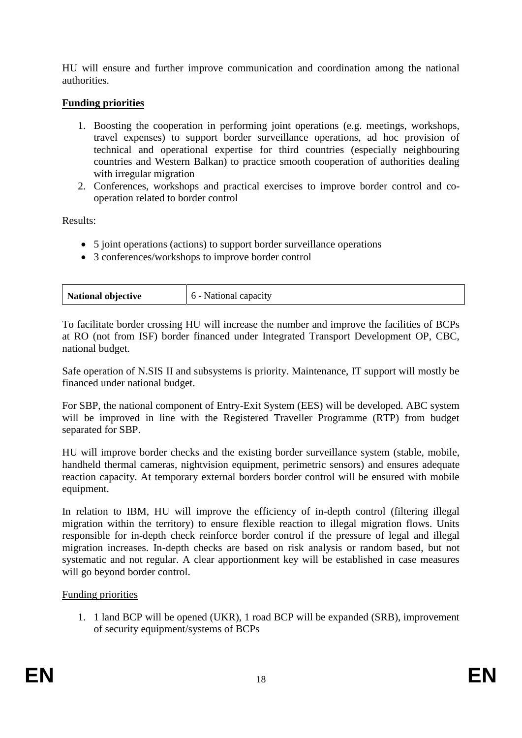HU will ensure and further improve communication and coordination among the national authorities.

**Funding priorities**

1. Boosting the cooperation in performing joint operations (e.g. meetings, workshops, travel expenses) to support border surveillance operations, ad hoc provision of technical and operational expertise for third countries (especially neighbouring countries and Western Balkan) to practice smooth cooperation of authorities dealing with irregular migration
2. Conferences, workshops and practical exercises to improve border control and co-operation related to border control

Results:

- 5 joint operations (actions) to support border surveillance operations
- 3 conferences/workshops to improve border control

| **National objective** | 6 - National capacity |
|---|---|

To facilitate border crossing HU will increase the number and improve the facilities of BCPs at RO (not from ISF) border financed under Integrated Transport Development OP, CBC, national budget.

Safe operation of N.SIS II and subsystems is priority. Maintenance, IT support will mostly be financed under national budget.

For SBP, the national component of Entry-Exit System (EES) will be developed. ABC system will be improved in line with the Registered Traveller Programme (RTP) from budget separated for SBP.

HU will improve border checks and the existing border surveillance system (stable, mobile, handheld thermal cameras, nightvision equipment, perimetric sensors) and ensures adequate reaction capacity. At temporary external borders border control will be ensured with mobile equipment.

In relation to IBM, HU will improve the efficiency of in-depth control (filtering illegal migration within the territory) to ensure flexible reaction to illegal migration flows. Units responsible for in-depth check reinforce border control if the pressure of legal and illegal migration increases. In-depth checks are based on risk analysis or random based, but not systematic and not regular. A clear apportionment key will be established in case measures will go beyond border control.

Funding priorities

1. 1 land BCP will be opened (UKR), 1 road BCP will be expanded (SRB), improvement of security equipment/systems of BCPs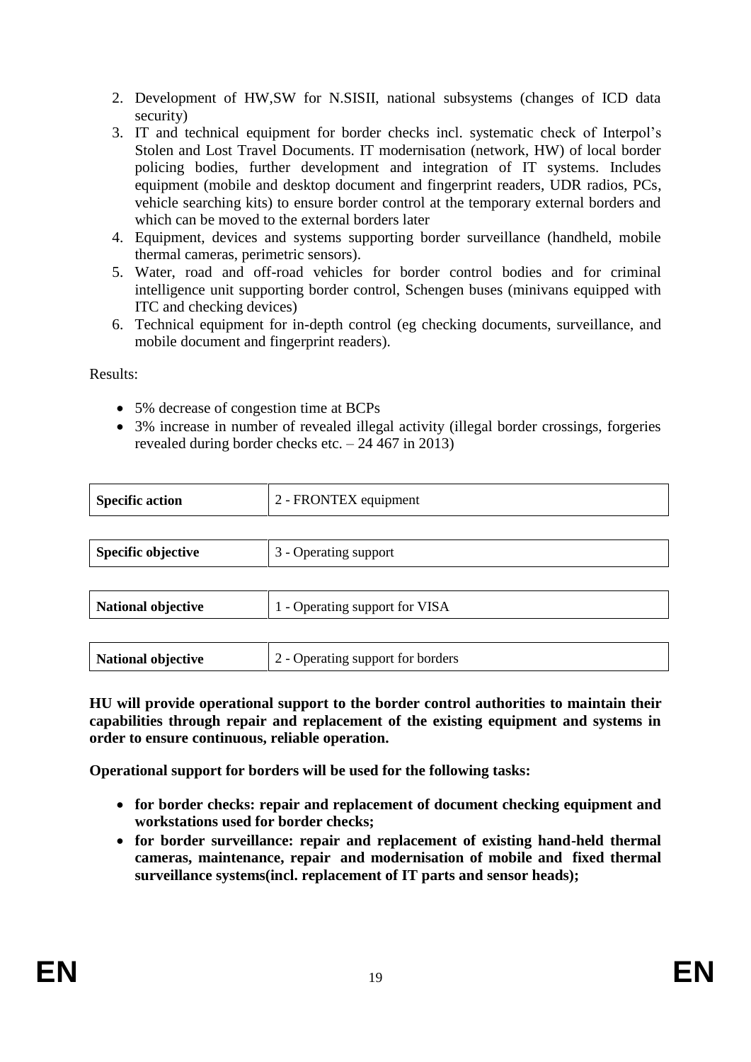2. Development of HW,SW for N.SISII, national subsystems (changes of ICD data security)
3. IT and technical equipment for border checks incl. systematic check of Interpol's Stolen and Lost Travel Documents. IT modernisation (network, HW) of local border policing bodies, further development and integration of IT systems. Includes equipment (mobile and desktop document and fingerprint readers, UDR radios, PCs, vehicle searching kits) to ensure border control at the temporary external borders and which can be moved to the external borders later
4. Equipment, devices and systems supporting border surveillance (handheld, mobile thermal cameras, perimetric sensors).
5. Water, road and off-road vehicles for border control bodies and for criminal intelligence unit supporting border control, Schengen buses (minivans equipped with ITC and checking devices)
6. Technical equipment for in-depth control (eg checking documents, surveillance, and mobile document and fingerprint readers).

Results:

- 5% decrease of congestion time at BCPs
- 3% increase in number of revealed illegal activity (illegal border crossings, forgeries revealed during border checks etc. – 24 467 in 2013)

| **Specific action** | 2 - FRONTEX equipment |
|---|---|

| **Specific objective** | 3 - Operating support |
|---|---|

| **National objective** | 1 - Operating support for VISA |
|---|---|

| **National objective** | 2 - Operating support for borders |
|---|---|

**HU will provide operational support to the border control authorities to maintain their capabilities through repair and replacement of the existing equipment and systems in order to ensure continuous, reliable operation.**

**Operational support for borders will be used for the following tasks:**

- **for border checks: repair and replacement of document checking equipment and workstations used for border checks;**
- **for border surveillance: repair and replacement of existing hand-held thermal cameras, maintenance, repair and modernisation of mobile and fixed thermal surveillance systems(incl. replacement of IT parts and sensor heads);**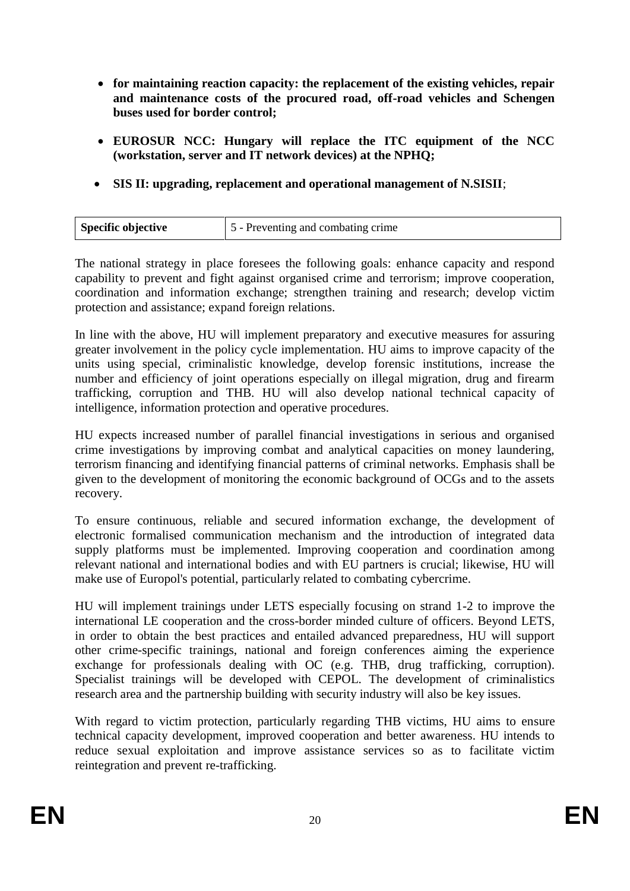- **for maintaining reaction capacity: the replacement of the existing vehicles, repair and maintenance costs of the procured road, off-road vehicles and Schengen buses used for border control;**
- **EUROSUR NCC: Hungary will replace the ITC equipment of the NCC (workstation, server and IT network devices) at the NPHQ;**
- **SIS II: upgrading, replacement and operational management of N.SISII**;

| **Specific objective** | 5 - Preventing and combating crime |
|---|---|

The national strategy in place foresees the following goals: enhance capacity and respond capability to prevent and fight against organised crime and terrorism; improve cooperation, coordination and information exchange; strengthen training and research; develop victim protection and assistance; expand foreign relations.

In line with the above, HU will implement preparatory and executive measures for assuring greater involvement in the policy cycle implementation. HU aims to improve capacity of the units using special, criminalistic knowledge, develop forensic institutions, increase the number and efficiency of joint operations especially on illegal migration, drug and firearm trafficking, corruption and THB. HU will also develop national technical capacity of intelligence, information protection and operative procedures.

HU expects increased number of parallel financial investigations in serious and organised crime investigations by improving combat and analytical capacities on money laundering, terrorism financing and identifying financial patterns of criminal networks. Emphasis shall be given to the development of monitoring the economic background of OCGs and to the assets recovery.

To ensure continuous, reliable and secured information exchange, the development of electronic formalised communication mechanism and the introduction of integrated data supply platforms must be implemented. Improving cooperation and coordination among relevant national and international bodies and with EU partners is crucial; likewise, HU will make use of Europol's potential, particularly related to combating cybercrime.

HU will implement trainings under LETS especially focusing on strand 1-2 to improve the international LE cooperation and the cross-border minded culture of officers. Beyond LETS, in order to obtain the best practices and entailed advanced preparedness, HU will support other crime-specific trainings, national and foreign conferences aiming the experience exchange for professionals dealing with OC (e.g. THB, drug trafficking, corruption). Specialist trainings will be developed with CEPOL. The development of criminalistics research area and the partnership building with security industry will also be key issues.

With regard to victim protection, particularly regarding THB victims, HU aims to ensure technical capacity development, improved cooperation and better awareness. HU intends to reduce sexual exploitation and improve assistance services so as to facilitate victim reintegration and prevent re-trafficking.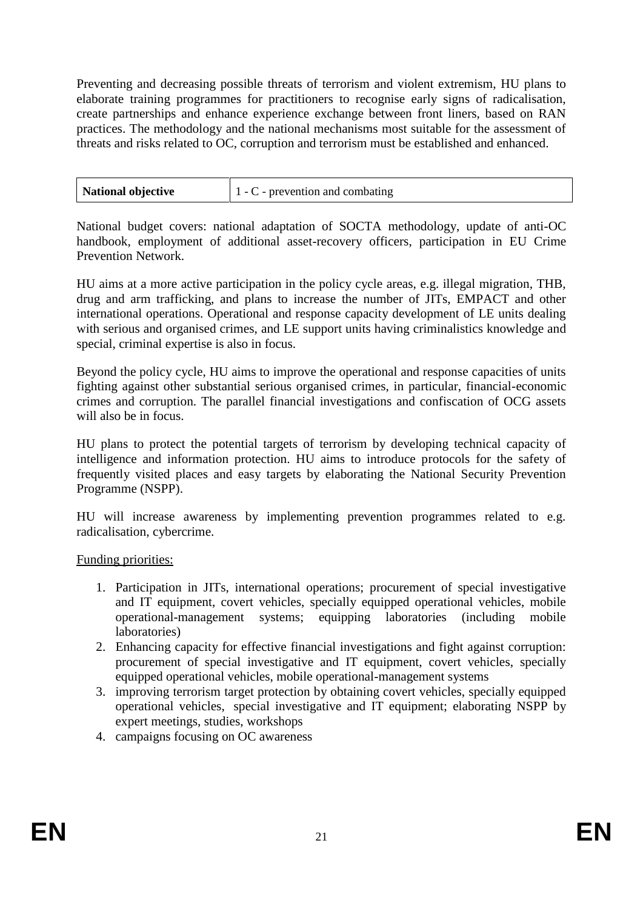Preventing and decreasing possible threats of terrorism and violent extremism, HU plans to elaborate training programmes for practitioners to recognise early signs of radicalisation, create partnerships and enhance experience exchange between front liners, based on RAN practices. The methodology and the national mechanisms most suitable for the assessment of threats and risks related to OC, corruption and terrorism must be established and enhanced.

| **National objective** | 1 - C - prevention and combating |
| --- | --- |

National budget covers: national adaptation of SOCTA methodology, update of anti-OC handbook, employment of additional asset-recovery officers, participation in EU Crime Prevention Network.

HU aims at a more active participation in the policy cycle areas, e.g. illegal migration, THB, drug and arm trafficking, and plans to increase the number of JITs, EMPACT and other international operations. Operational and response capacity development of LE units dealing with serious and organised crimes, and LE support units having criminalistics knowledge and special, criminal expertise is also in focus.

Beyond the policy cycle, HU aims to improve the operational and response capacities of units fighting against other substantial serious organised crimes, in particular, financial-economic crimes and corruption. The parallel financial investigations and confiscation of OCG assets will also be in focus.

HU plans to protect the potential targets of terrorism by developing technical capacity of intelligence and information protection. HU aims to introduce protocols for the safety of frequently visited places and easy targets by elaborating the National Security Prevention Programme (NSPP).

HU will increase awareness by implementing prevention programmes related to e.g. radicalisation, cybercrime.

Funding priorities:

1. Participation in JITs, international operations; procurement of special investigative and IT equipment, covert vehicles, specially equipped operational vehicles, mobile operational-management systems; equipping laboratories (including mobile laboratories)
2. Enhancing capacity for effective financial investigations and fight against corruption: procurement of special investigative and IT equipment, covert vehicles, specially equipped operational vehicles, mobile operational-management systems
3. improving terrorism target protection by obtaining covert vehicles, specially equipped operational vehicles, special investigative and IT equipment; elaborating NSPP by expert meetings, studies, workshops
4. campaigns focusing on OC awareness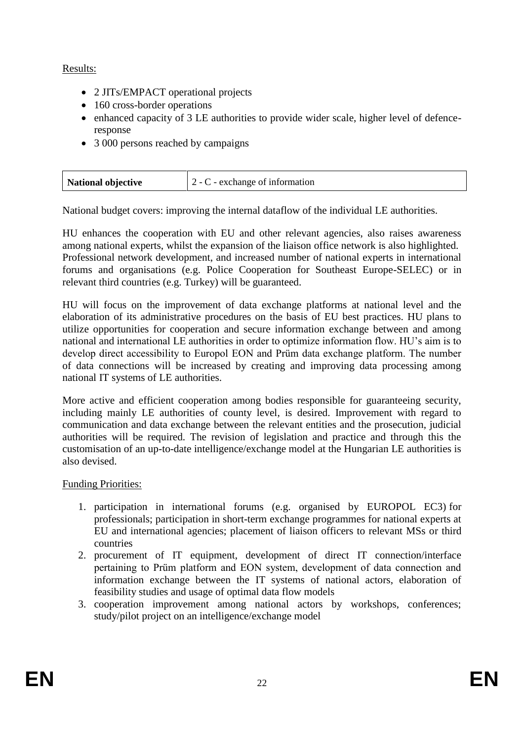Results:

- 2 JITs/EMPACT operational projects
- 160 cross-border operations
- enhanced capacity of 3 LE authorities to provide wider scale, higher level of defence-response
- 3 000 persons reached by campaigns

| **National objective** | 2 - C - exchange of information |
| --- | --- |

National budget covers: improving the internal dataflow of the individual LE authorities.

HU enhances the cooperation with EU and other relevant agencies, also raises awareness among national experts, whilst the expansion of the liaison office network is also highlighted. Professional network development, and increased number of national experts in international forums and organisations (e.g. Police Cooperation for Southeast Europe-SELEC) or in relevant third countries (e.g. Turkey) will be guaranteed.

HU will focus on the improvement of data exchange platforms at national level and the elaboration of its administrative procedures on the basis of EU best practices. HU plans to utilize opportunities for cooperation and secure information exchange between and among national and international LE authorities in order to optimize information flow. HU's aim is to develop direct accessibility to Europol EON and Prüm data exchange platform. The number of data connections will be increased by creating and improving data processing among national IT systems of LE authorities.

More active and efficient cooperation among bodies responsible for guaranteeing security, including mainly LE authorities of county level, is desired. Improvement with regard to communication and data exchange between the relevant entities and the prosecution, judicial authorities will be required. The revision of legislation and practice and through this the customisation of an up-to-date intelligence/exchange model at the Hungarian LE authorities is also devised.

Funding Priorities:

1. participation in international forums (e.g. organised by EUROPOL EC3) for professionals; participation in short-term exchange programmes for national experts at EU and international agencies; placement of liaison officers to relevant MSs or third countries
2. procurement of IT equipment, development of direct IT connection/interface pertaining to Prüm platform and EON system, development of data connection and information exchange between the IT systems of national actors, elaboration of feasibility studies and usage of optimal data flow models
3. cooperation improvement among national actors by workshops, conferences; study/pilot project on an intelligence/exchange model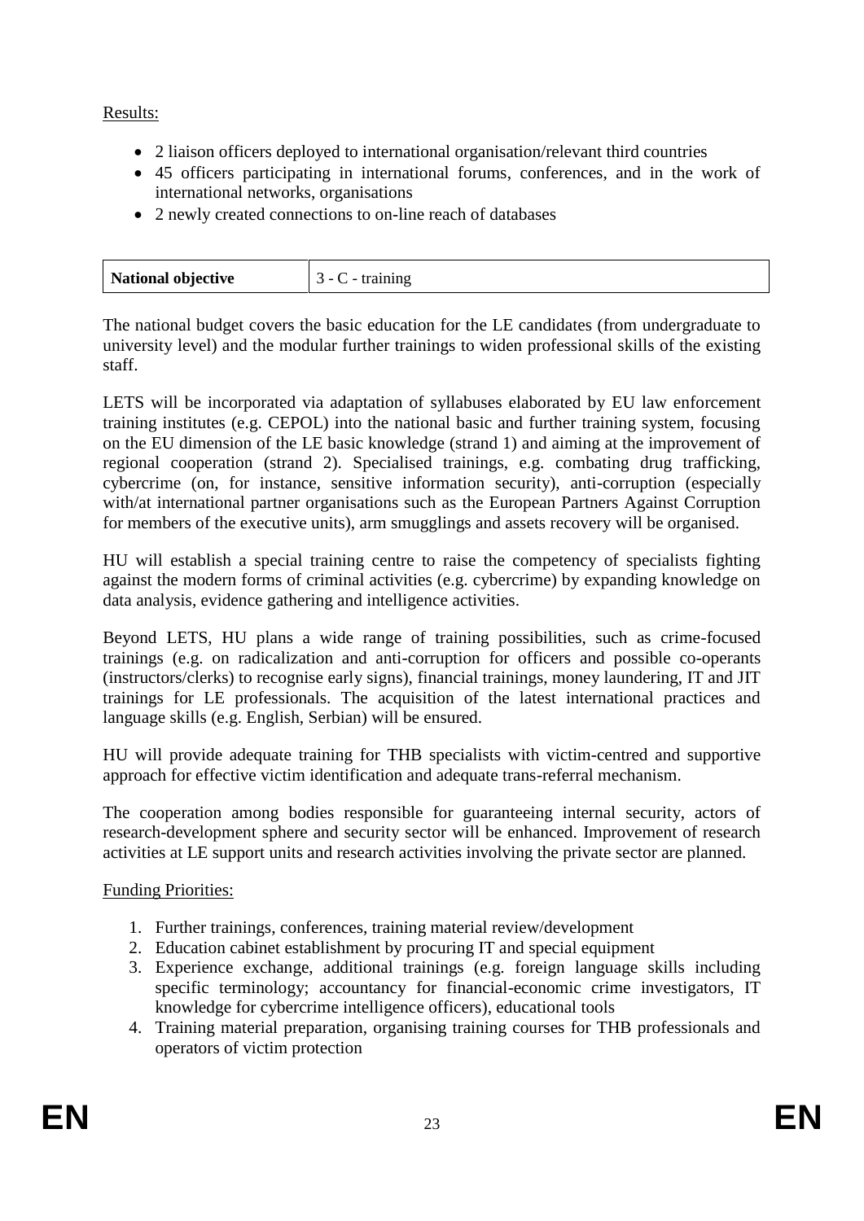Results:

- 2 liaison officers deployed to international organisation/relevant third countries
- 45 officers participating in international forums, conferences, and in the work of international networks, organisations
- 2 newly created connections to on-line reach of databases

| **National objective** | 3 - C - training |
|---|---|

The national budget covers the basic education for the LE candidates (from undergraduate to university level) and the modular further trainings to widen professional skills of the existing staff.

LETS will be incorporated via adaptation of syllabuses elaborated by EU law enforcement training institutes (e.g. CEPOL) into the national basic and further training system, focusing on the EU dimension of the LE basic knowledge (strand 1) and aiming at the improvement of regional cooperation (strand 2). Specialised trainings, e.g. combating drug trafficking, cybercrime (on, for instance, sensitive information security), anti-corruption (especially with/at international partner organisations such as the European Partners Against Corruption for members of the executive units), arm smugglings and assets recovery will be organised.

HU will establish a special training centre to raise the competency of specialists fighting against the modern forms of criminal activities (e.g. cybercrime) by expanding knowledge on data analysis, evidence gathering and intelligence activities.

Beyond LETS, HU plans a wide range of training possibilities, such as crime-focused trainings (e.g. on radicalization and anti-corruption for officers and possible co-operants (instructors/clerks) to recognise early signs), financial trainings, money laundering, IT and JIT trainings for LE professionals. The acquisition of the latest international practices and language skills (e.g. English, Serbian) will be ensured.

HU will provide adequate training for THB specialists with victim-centred and supportive approach for effective victim identification and adequate trans-referral mechanism.

The cooperation among bodies responsible for guaranteeing internal security, actors of research-development sphere and security sector will be enhanced. Improvement of research activities at LE support units and research activities involving the private sector are planned.

Funding Priorities:

1. Further trainings, conferences, training material review/development
2. Education cabinet establishment by procuring IT and special equipment
3. Experience exchange, additional trainings (e.g. foreign language skills including specific terminology; accountancy for financial-economic crime investigators, IT knowledge for cybercrime intelligence officers), educational tools
4. Training material preparation, organising training courses for THB professionals and operators of victim protection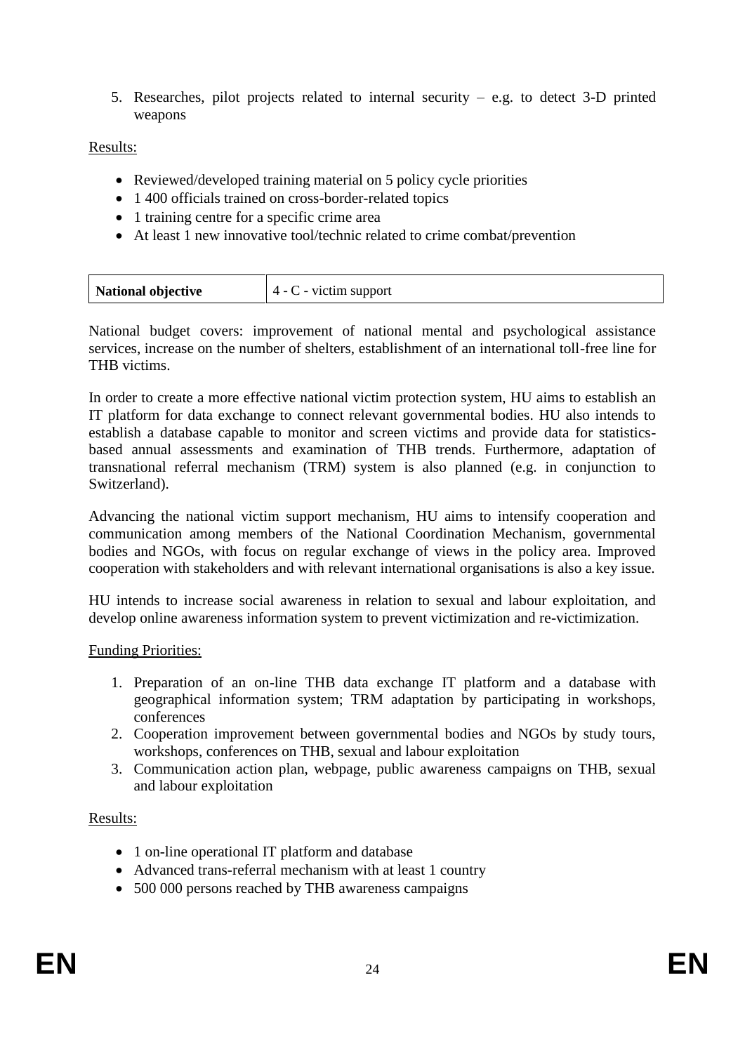5. Researches, pilot projects related to internal security – e.g. to detect 3-D printed weapons

Results:

- Reviewed/developed training material on 5 policy cycle priorities
- 1 400 officials trained on cross-border-related topics
- 1 training centre for a specific crime area
- At least 1 new innovative tool/technic related to crime combat/prevention

| **National objective** | 4 - C - victim support |
|---|---|

National budget covers: improvement of national mental and psychological assistance services, increase on the number of shelters, establishment of an international toll-free line for THB victims.

In order to create a more effective national victim protection system, HU aims to establish an IT platform for data exchange to connect relevant governmental bodies. HU also intends to establish a database capable to monitor and screen victims and provide data for statistics-based annual assessments and examination of THB trends. Furthermore, adaptation of transnational referral mechanism (TRM) system is also planned (e.g. in conjunction to Switzerland).

Advancing the national victim support mechanism, HU aims to intensify cooperation and communication among members of the National Coordination Mechanism, governmental bodies and NGOs, with focus on regular exchange of views in the policy area. Improved cooperation with stakeholders and with relevant international organisations is also a key issue.

HU intends to increase social awareness in relation to sexual and labour exploitation, and develop online awareness information system to prevent victimization and re-victimization.

Funding Priorities:

1. Preparation of an on-line THB data exchange IT platform and a database with geographical information system; TRM adaptation by participating in workshops, conferences
2. Cooperation improvement between governmental bodies and NGOs by study tours, workshops, conferences on THB, sexual and labour exploitation
3. Communication action plan, webpage, public awareness campaigns on THB, sexual and labour exploitation

Results:

- 1 on-line operational IT platform and database
- Advanced trans-referral mechanism with at least 1 country
- 500 000 persons reached by THB awareness campaigns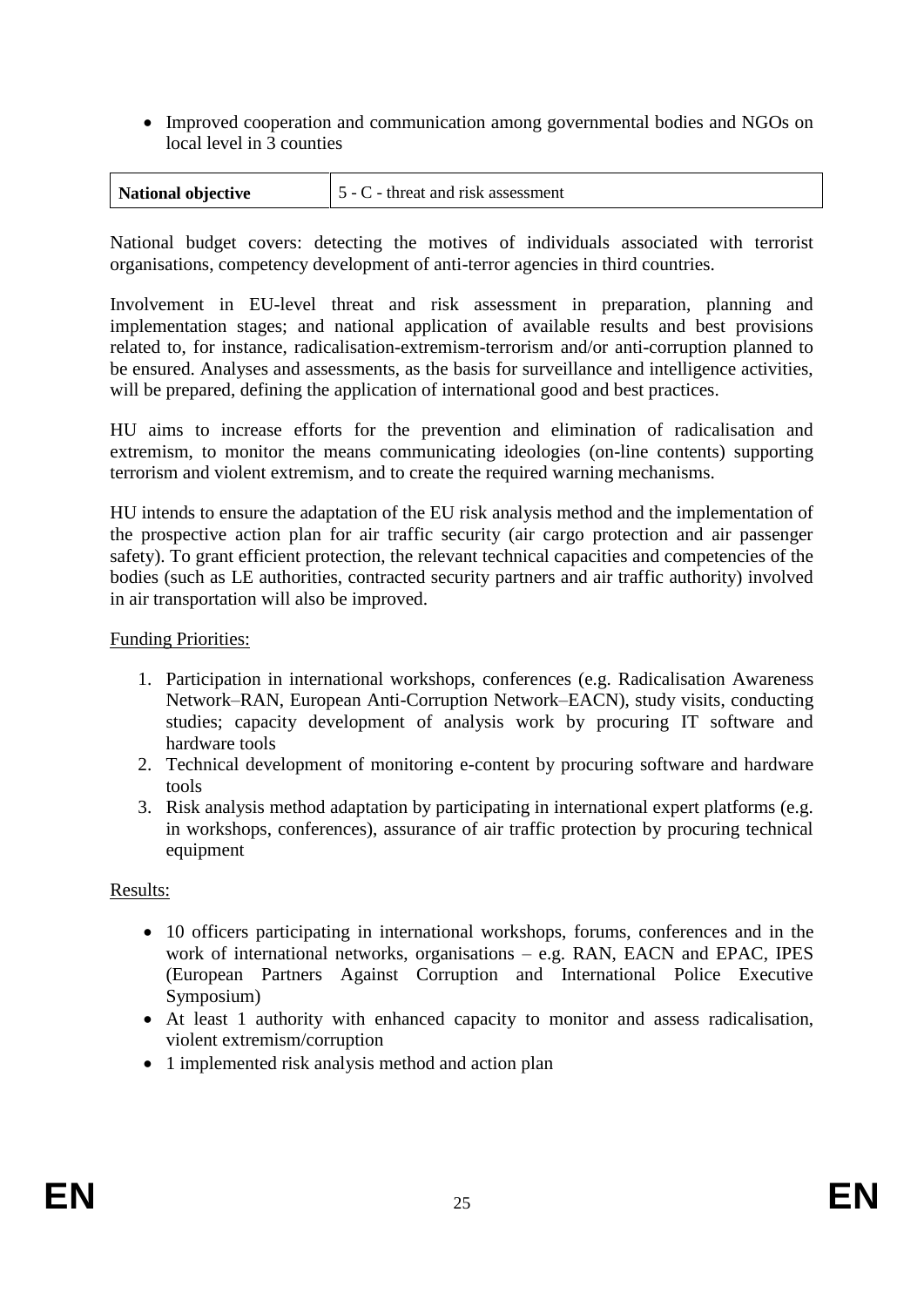- Improved cooperation and communication among governmental bodies and NGOs on local level in 3 counties

| National objective | 5 - C - threat and risk assessment |
|---|---|

National budget covers: detecting the motives of individuals associated with terrorist organisations, competency development of anti-terror agencies in third countries.

Involvement in EU-level threat and risk assessment in preparation, planning and implementation stages; and national application of available results and best provisions related to, for instance, radicalisation-extremism-terrorism and/or anti-corruption planned to be ensured. Analyses and assessments, as the basis for surveillance and intelligence activities, will be prepared, defining the application of international good and best practices.

HU aims to increase efforts for the prevention and elimination of radicalisation and extremism, to monitor the means communicating ideologies (on-line contents) supporting terrorism and violent extremism, and to create the required warning mechanisms.

HU intends to ensure the adaptation of the EU risk analysis method and the implementation of the prospective action plan for air traffic security (air cargo protection and air passenger safety). To grant efficient protection, the relevant technical capacities and competencies of the bodies (such as LE authorities, contracted security partners and air traffic authority) involved in air transportation will also be improved.

Funding Priorities:

1. Participation in international workshops, conferences (e.g. Radicalisation Awareness Network–RAN, European Anti-Corruption Network–EACN), study visits, conducting studies; capacity development of analysis work by procuring IT software and hardware tools
2. Technical development of monitoring e-content by procuring software and hardware tools
3. Risk analysis method adaptation by participating in international expert platforms (e.g. in workshops, conferences), assurance of air traffic protection by procuring technical equipment

Results:

- 10 officers participating in international workshops, forums, conferences and in the work of international networks, organisations – e.g. RAN, EACN and EPAC, IPES (European Partners Against Corruption and International Police Executive Symposium)
- At least 1 authority with enhanced capacity to monitor and assess radicalisation, violent extremism/corruption
- 1 implemented risk analysis method and action plan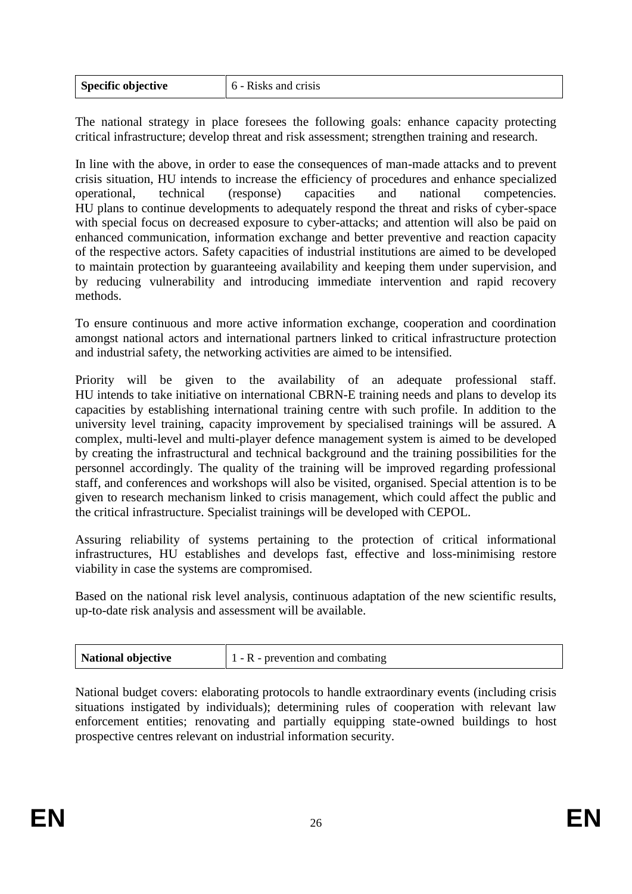| Specific objective | 6 - Risks and crisis |
|---|---|

The national strategy in place foresees the following goals: enhance capacity protecting critical infrastructure; develop threat and risk assessment; strengthen training and research.

In line with the above, in order to ease the consequences of man-made attacks and to prevent crisis situation, HU intends to increase the efficiency of procedures and enhance specialized operational, technical (response) capacities and national competencies. HU plans to continue developments to adequately respond the threat and risks of cyber-space with special focus on decreased exposure to cyber-attacks; and attention will also be paid on enhanced communication, information exchange and better preventive and reaction capacity of the respective actors. Safety capacities of industrial institutions are aimed to be developed to maintain protection by guaranteeing availability and keeping them under supervision, and by reducing vulnerability and introducing immediate intervention and rapid recovery methods.

To ensure continuous and more active information exchange, cooperation and coordination amongst national actors and international partners linked to critical infrastructure protection and industrial safety, the networking activities are aimed to be intensified.

Priority will be given to the availability of an adequate professional staff. HU intends to take initiative on international CBRN-E training needs and plans to develop its capacities by establishing international training centre with such profile. In addition to the university level training, capacity improvement by specialised trainings will be assured. A complex, multi-level and multi-player defence management system is aimed to be developed by creating the infrastructural and technical background and the training possibilities for the personnel accordingly. The quality of the training will be improved regarding professional staff, and conferences and workshops will also be visited, organised. Special attention is to be given to research mechanism linked to crisis management, which could affect the public and the critical infrastructure. Specialist trainings will be developed with CEPOL.

Assuring reliability of systems pertaining to the protection of critical informational infrastructures, HU establishes and develops fast, effective and loss-minimising restore viability in case the systems are compromised.

Based on the national risk level analysis, continuous adaptation of the new scientific results, up-to-date risk analysis and assessment will be available.

| National objective | 1 - R - prevention and combating |
|---|---|

National budget covers: elaborating protocols to handle extraordinary events (including crisis situations instigated by individuals); determining rules of cooperation with relevant law enforcement entities; renovating and partially equipping state-owned buildings to host prospective centres relevant on industrial information security.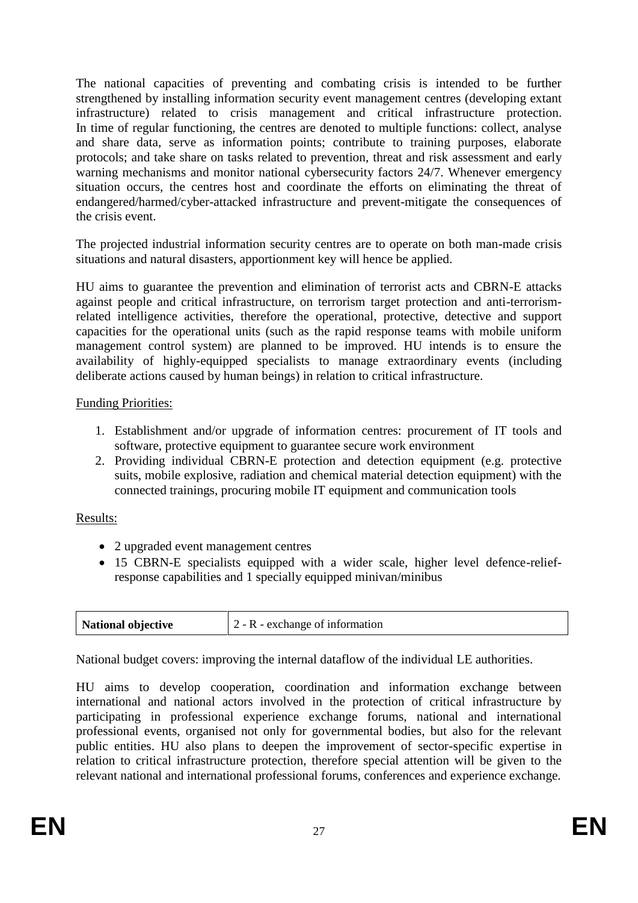The national capacities of preventing and combating crisis is intended to be further strengthened by installing information security event management centres (developing extant infrastructure) related to crisis management and critical infrastructure protection. In time of regular functioning, the centres are denoted to multiple functions: collect, analyse and share data, serve as information points; contribute to training purposes, elaborate protocols; and take share on tasks related to prevention, threat and risk assessment and early warning mechanisms and monitor national cybersecurity factors 24/7. Whenever emergency situation occurs, the centres host and coordinate the efforts on eliminating the threat of endangered/harmed/cyber-attacked infrastructure and prevent-mitigate the consequences of the crisis event.

The projected industrial information security centres are to operate on both man-made crisis situations and natural disasters, apportionment key will hence be applied.

HU aims to guarantee the prevention and elimination of terrorist acts and CBRN-E attacks against people and critical infrastructure, on terrorism target protection and anti-terrorism-related intelligence activities, therefore the operational, protective, detective and support capacities for the operational units (such as the rapid response teams with mobile uniform management control system) are planned to be improved. HU intends is to ensure the availability of highly-equipped specialists to manage extraordinary events (including deliberate actions caused by human beings) in relation to critical infrastructure.

Funding Priorities:

1. Establishment and/or upgrade of information centres: procurement of IT tools and software, protective equipment to guarantee secure work environment
2. Providing individual CBRN-E protection and detection equipment (e.g. protective suits, mobile explosive, radiation and chemical material detection equipment) with the connected trainings, procuring mobile IT equipment and communication tools

Results:

- 2 upgraded event management centres
- 15 CBRN-E specialists equipped with a wider scale, higher level defence-relief-response capabilities and 1 specially equipped minivan/minibus

| **National objective** | 2 - R - exchange of information |
|---|---|

National budget covers: improving the internal dataflow of the individual LE authorities.

HU aims to develop cooperation, coordination and information exchange between international and national actors involved in the protection of critical infrastructure by participating in professional experience exchange forums, national and international professional events, organised not only for governmental bodies, but also for the relevant public entities. HU also plans to deepen the improvement of sector-specific expertise in relation to critical infrastructure protection, therefore special attention will be given to the relevant national and international professional forums, conferences and experience exchange.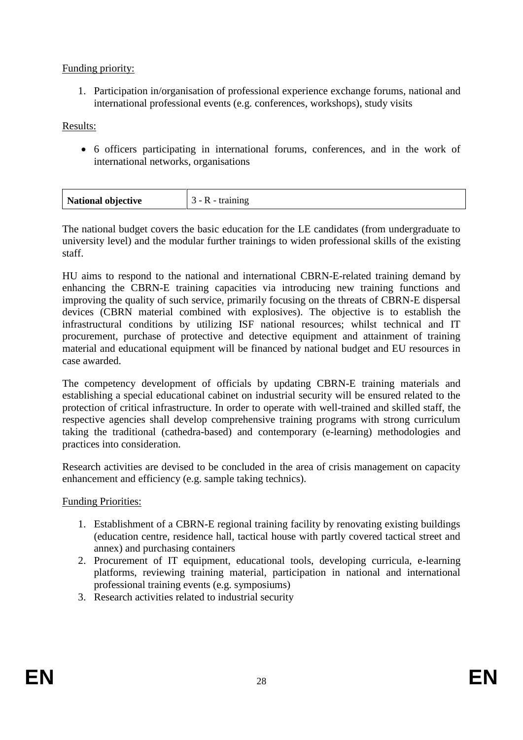Funding priority:

1. Participation in/organisation of professional experience exchange forums, national and international professional events (e.g. conferences, workshops), study visits

Results:

- 6 officers participating in international forums, conferences, and in the work of international networks, organisations

| **National objective** | 3 - R - training |
|---|---|

The national budget covers the basic education for the LE candidates (from undergraduate to university level) and the modular further trainings to widen professional skills of the existing staff.

HU aims to respond to the national and international CBRN-E-related training demand by enhancing the CBRN-E training capacities via introducing new training functions and improving the quality of such service, primarily focusing on the threats of CBRN-E dispersal devices (CBRN material combined with explosives). The objective is to establish the infrastructural conditions by utilizing ISF national resources; whilst technical and IT procurement, purchase of protective and detective equipment and attainment of training material and educational equipment will be financed by national budget and EU resources in case awarded.

The competency development of officials by updating CBRN-E training materials and establishing a special educational cabinet on industrial security will be ensured related to the protection of critical infrastructure. In order to operate with well-trained and skilled staff, the respective agencies shall develop comprehensive training programs with strong curriculum taking the traditional (cathedra-based) and contemporary (e-learning) methodologies and practices into consideration.

Research activities are devised to be concluded in the area of crisis management on capacity enhancement and efficiency (e.g. sample taking technics).

Funding Priorities:

1. Establishment of a CBRN-E regional training facility by renovating existing buildings (education centre, residence hall, tactical house with partly covered tactical street and annex) and purchasing containers
2. Procurement of IT equipment, educational tools, developing curricula, e-learning platforms, reviewing training material, participation in national and international professional training events (e.g. symposiums)
3. Research activities related to industrial security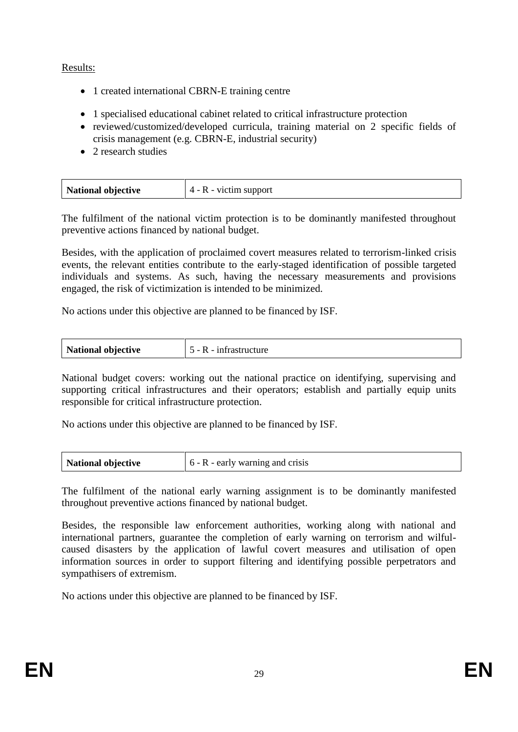Results:

- 1 created international CBRN-E training centre
- 1 specialised educational cabinet related to critical infrastructure protection
- reviewed/customized/developed curricula, training material on 2 specific fields of crisis management (e.g. CBRN-E, industrial security)
- 2 research studies

| **National objective** | 4 - R - victim support |
|---|---|

The fulfilment of the national victim protection is to be dominantly manifested throughout preventive actions financed by national budget.

Besides, with the application of proclaimed covert measures related to terrorism-linked crisis events, the relevant entities contribute to the early-staged identification of possible targeted individuals and systems. As such, having the necessary measurements and provisions engaged, the risk of victimization is intended to be minimized.

No actions under this objective are planned to be financed by ISF.

| **National objective** | 5 - R - infrastructure |
|---|---|

National budget covers: working out the national practice on identifying, supervising and supporting critical infrastructures and their operators; establish and partially equip units responsible for critical infrastructure protection.

No actions under this objective are planned to be financed by ISF.

| **National objective** | 6 - R - early warning and crisis |
|---|---|

The fulfilment of the national early warning assignment is to be dominantly manifested throughout preventive actions financed by national budget.

Besides, the responsible law enforcement authorities, working along with national and international partners, guarantee the completion of early warning on terrorism and wilful-caused disasters by the application of lawful covert measures and utilisation of open information sources in order to support filtering and identifying possible perpetrators and sympathisers of extremism.

No actions under this objective are planned to be financed by ISF.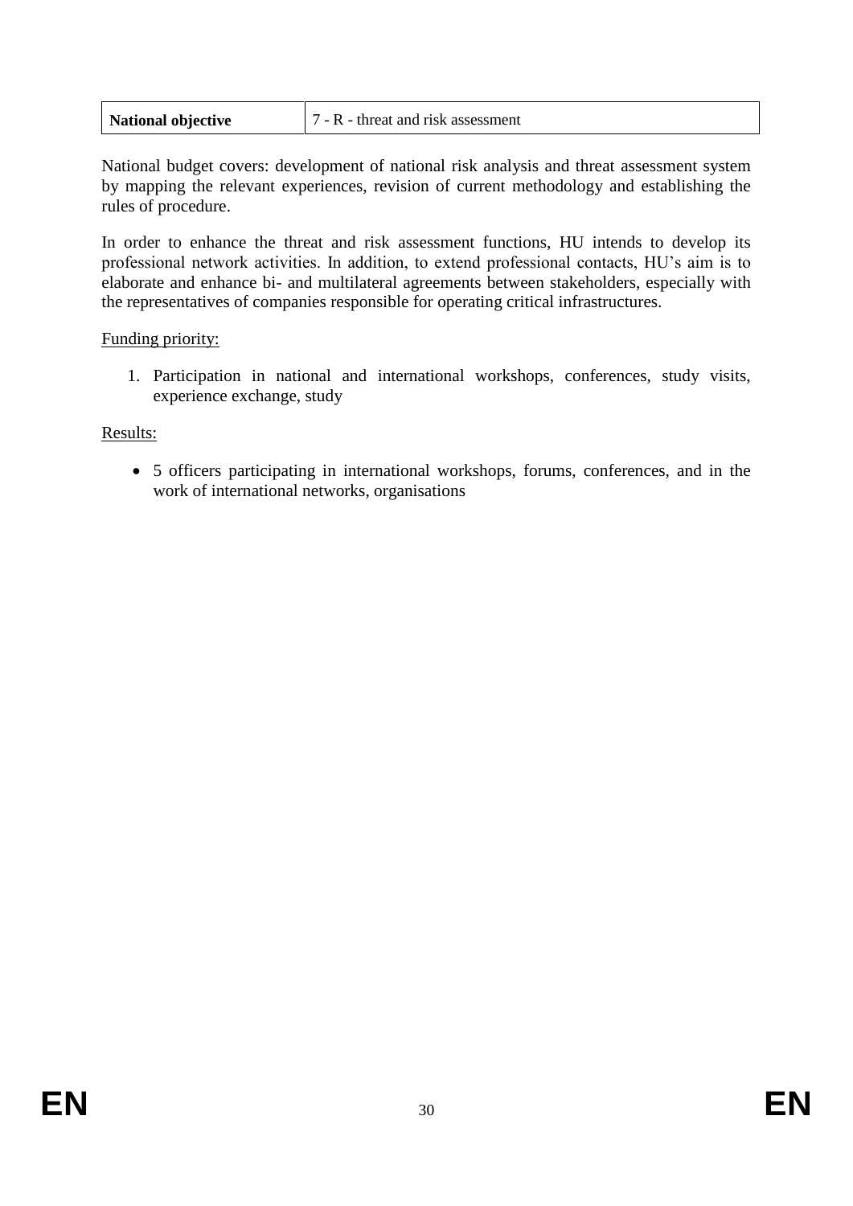| National objective | 7 - R - threat and risk assessment |
|---|---|

National budget covers: development of national risk analysis and threat assessment system by mapping the relevant experiences, revision of current methodology and establishing the rules of procedure.

In order to enhance the threat and risk assessment functions, HU intends to develop its professional network activities. In addition, to extend professional contacts, HU's aim is to elaborate and enhance bi- and multilateral agreements between stakeholders, especially with the representatives of companies responsible for operating critical infrastructures.

Funding priority:

1. Participation in national and international workshops, conferences, study visits, experience exchange, study

Results:

- 5 officers participating in international workshops, forums, conferences, and in the work of international networks, organisations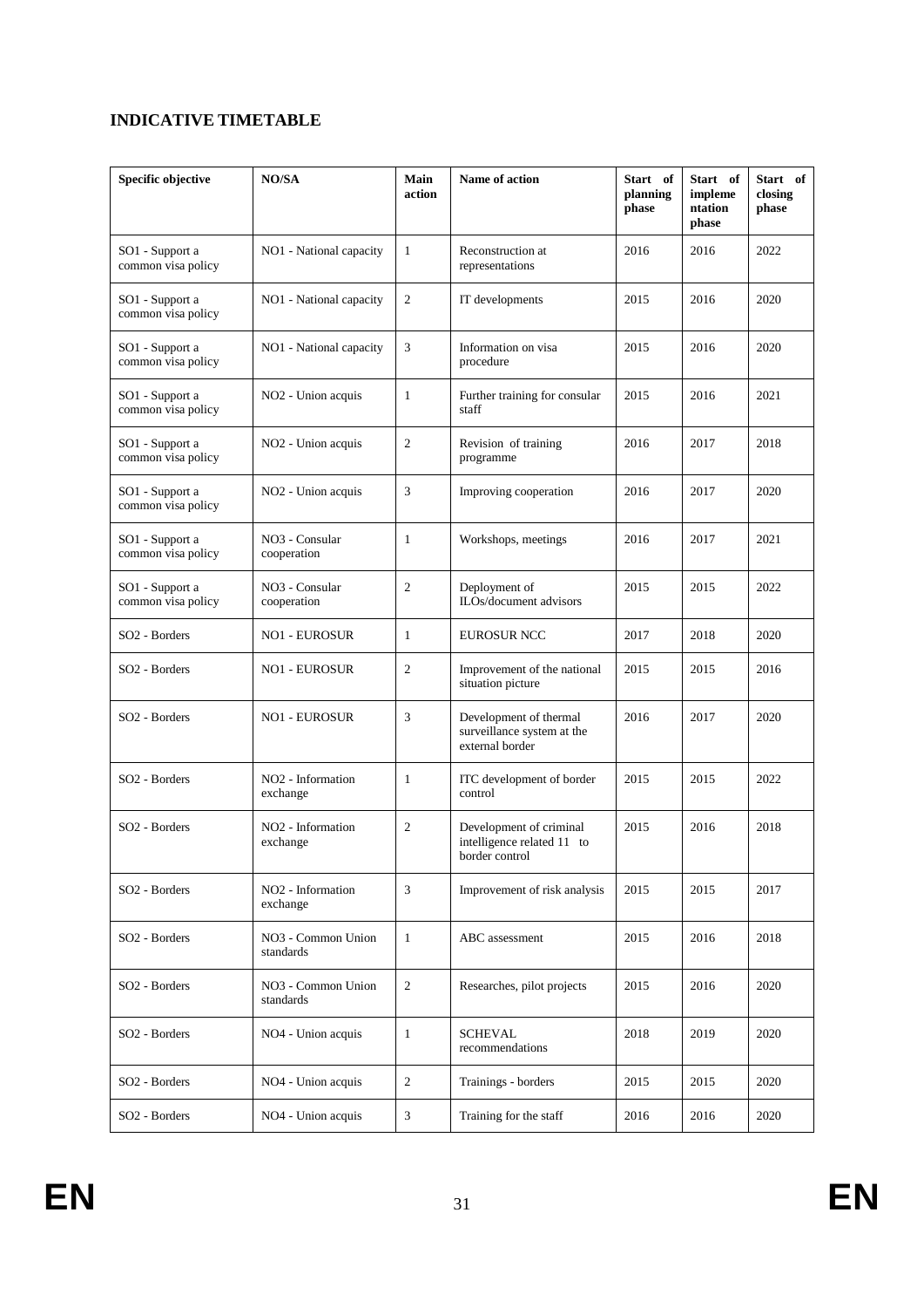## INDICATIVE TIMETABLE

| Specific objective | NO/SA | Main action | Name of action | Start of planning phase | Start of implementation phase | Start of closing phase |
|---|---|---|---|---|---|---|
| SO1 - Support a common visa policy | NO1 - National capacity | 1 | Reconstruction at representations | 2016 | 2016 | 2022 |
| SO1 - Support a common visa policy | NO1 - National capacity | 2 | IT developments | 2015 | 2016 | 2020 |
| SO1 - Support a common visa policy | NO1 - National capacity | 3 | Information on visa procedure | 2015 | 2016 | 2020 |
| SO1 - Support a common visa policy | NO2 - Union acquis | 1 | Further training for consular staff | 2015 | 2016 | 2021 |
| SO1 - Support a common visa policy | NO2 - Union acquis | 2 | Revision of training programme | 2016 | 2017 | 2018 |
| SO1 - Support a common visa policy | NO2 - Union acquis | 3 | Improving cooperation | 2016 | 2017 | 2020 |
| SO1 - Support a common visa policy | NO3 - Consular cooperation | 1 | Workshops, meetings | 2016 | 2017 | 2021 |
| SO1 - Support a common visa policy | NO3 - Consular cooperation | 2 | Deployment of ILOs/document advisors | 2015 | 2015 | 2022 |
| SO2 - Borders | NO1 - EUROSUR | 1 | EUROSUR NCC | 2017 | 2018 | 2020 |
| SO2 - Borders | NO1 - EUROSUR | 2 | Improvement of the national situation picture | 2015 | 2015 | 2016 |
| SO2 - Borders | NO1 - EUROSUR | 3 | Development of thermal surveillance system at the external border | 2016 | 2017 | 2020 |
| SO2 - Borders | NO2 - Information exchange | 1 | ITC development of border control | 2015 | 2015 | 2022 |
| SO2 - Borders | NO2 - Information exchange | 2 | Development of criminal intelligence related 11 to border control | 2015 | 2016 | 2018 |
| SO2 - Borders | NO2 - Information exchange | 3 | Improvement of risk analysis | 2015 | 2015 | 2017 |
| SO2 - Borders | NO3 - Common Union standards | 1 | ABC assessment | 2015 | 2016 | 2018 |
| SO2 - Borders | NO3 - Common Union standards | 2 | Researches, pilot projects | 2015 | 2016 | 2020 |
| SO2 - Borders | NO4 - Union acquis | 1 | SCHEVAL recommendations | 2018 | 2019 | 2020 |
| SO2 - Borders | NO4 - Union acquis | 2 | Trainings - borders | 2015 | 2015 | 2020 |
| SO2 - Borders | NO4 - Union acquis | 3 | Training for the staff | 2016 | 2016 | 2020 |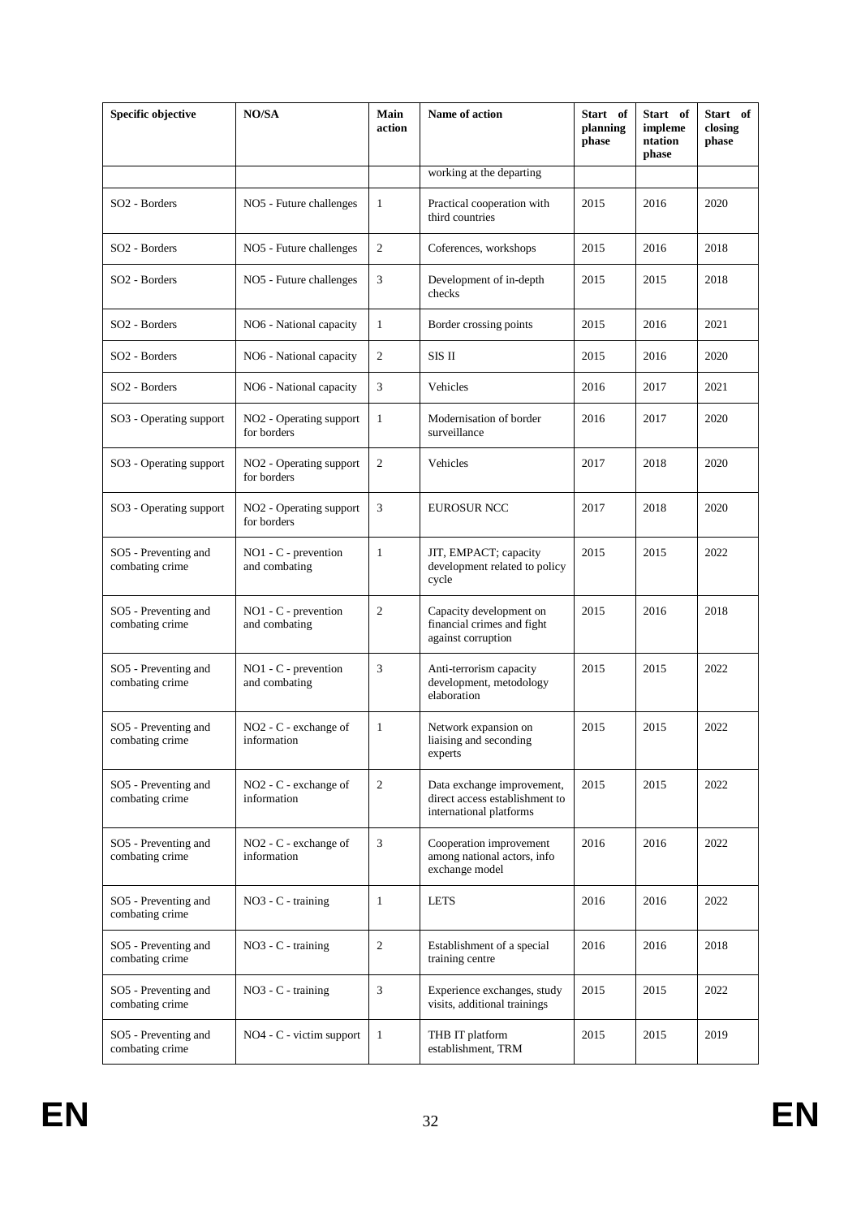| Specific objective | NO/SA | Main action | Name of action | Start of planning phase | Start of implementation phase | Start of closing phase |
|---|---|---|---|---|---|---|
| | | | working at the departing | | | |
| SO2 - Borders | NO5 - Future challenges | 1 | Practical cooperation with third countries | 2015 | 2016 | 2020 |
| SO2 - Borders | NO5 - Future challenges | 2 | Coferences, workshops | 2015 | 2016 | 2018 |
| SO2 - Borders | NO5 - Future challenges | 3 | Development of in-depth checks | 2015 | 2015 | 2018 |
| SO2 - Borders | NO6 - National capacity | 1 | Border crossing points | 2015 | 2016 | 2021 |
| SO2 - Borders | NO6 - National capacity | 2 | SIS II | 2015 | 2016 | 2020 |
| SO2 - Borders | NO6 - National capacity | 3 | Vehicles | 2016 | 2017 | 2021 |
| SO3 - Operating support | NO2 - Operating support for borders | 1 | Modernisation of border surveillance | 2016 | 2017 | 2020 |
| SO3 - Operating support | NO2 - Operating support for borders | 2 | Vehicles | 2017 | 2018 | 2020 |
| SO3 - Operating support | NO2 - Operating support for borders | 3 | EUROSUR NCC | 2017 | 2018 | 2020 |
| SO5 - Preventing and combating crime | NO1 - C - prevention and combating | 1 | JIT, EMPACT; capacity development related to policy cycle | 2015 | 2015 | 2022 |
| SO5 - Preventing and combating crime | NO1 - C - prevention and combating | 2 | Capacity development on financial crimes and fight against corruption | 2015 | 2016 | 2018 |
| SO5 - Preventing and combating crime | NO1 - C - prevention and combating | 3 | Anti-terrorism capacity development, metodology elaboration | 2015 | 2015 | 2022 |
| SO5 - Preventing and combating crime | NO2 - C - exchange of information | 1 | Network expansion on liaising and seconding experts | 2015 | 2015 | 2022 |
| SO5 - Preventing and combating crime | NO2 - C - exchange of information | 2 | Data exchange improvement, direct access establishment to international platforms | 2015 | 2015 | 2022 |
| SO5 - Preventing and combating crime | NO2 - C - exchange of information | 3 | Cooperation improvement among national actors, info exchange model | 2016 | 2016 | 2022 |
| SO5 - Preventing and combating crime | NO3 - C - training | 1 | LETS | 2016 | 2016 | 2022 |
| SO5 - Preventing and combating crime | NO3 - C - training | 2 | Establishment of a special training centre | 2016 | 2016 | 2018 |
| SO5 - Preventing and combating crime | NO3 - C - training | 3 | Experience exchanges, study visits, additional trainings | 2015 | 2015 | 2022 |
| SO5 - Preventing and combating crime | NO4 - C - victim support | 1 | THB IT platform establishment, TRM | 2015 | 2015 | 2019 |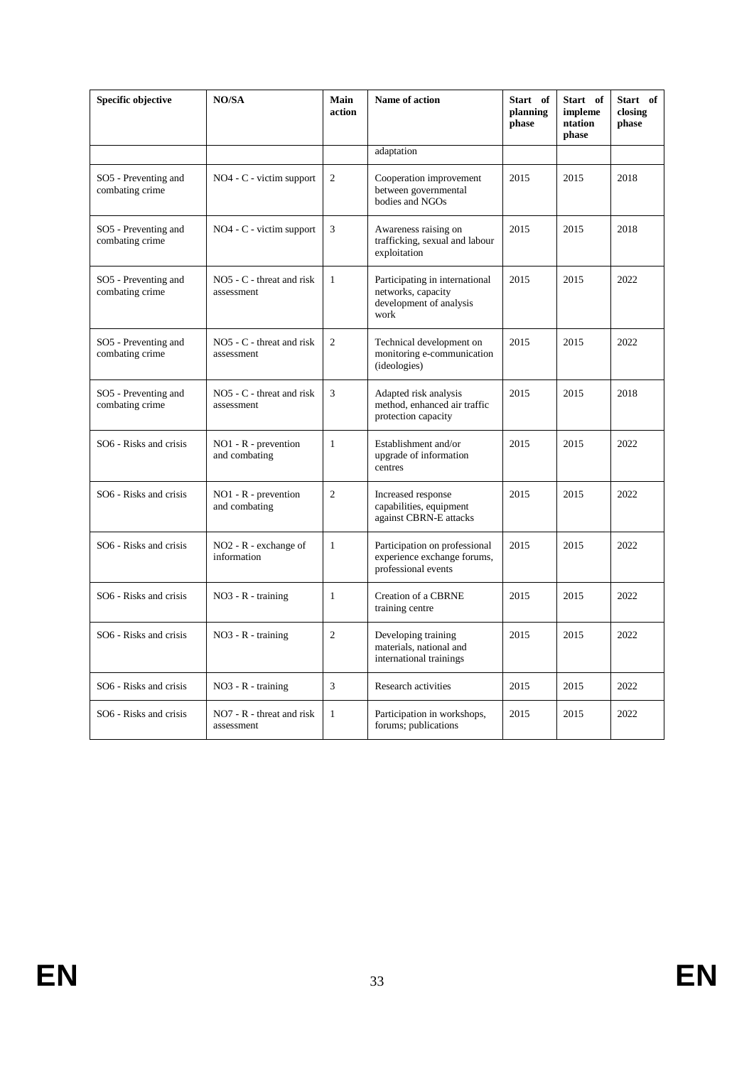| Specific objective | NO/SA | Main action | Name of action | Start of planning phase | Start of implementation phase | Start of closing phase |
|---|---|---|---|---|---|---|
| | | | adaptation | | | |
| SO5 - Preventing and combating crime | NO4 - C - victim support | 2 | Cooperation improvement between governmental bodies and NGOs | 2015 | 2015 | 2018 |
| SO5 - Preventing and combating crime | NO4 - C - victim support | 3 | Awareness raising on trafficking, sexual and labour exploitation | 2015 | 2015 | 2018 |
| SO5 - Preventing and combating crime | NO5 - C - threat and risk assessment | 1 | Participating in international networks, capacity development of analysis work | 2015 | 2015 | 2022 |
| SO5 - Preventing and combating crime | NO5 - C - threat and risk assessment | 2 | Technical development on monitoring e-communication (ideologies) | 2015 | 2015 | 2022 |
| SO5 - Preventing and combating crime | NO5 - C - threat and risk assessment | 3 | Adapted risk analysis method, enhanced air traffic protection capacity | 2015 | 2015 | 2018 |
| SO6 - Risks and crisis | NO1 - R - prevention and combating | 1 | Establishment and/or upgrade of information centres | 2015 | 2015 | 2022 |
| SO6 - Risks and crisis | NO1 - R - prevention and combating | 2 | Increased response capabilities, equipment against CBRN-E attacks | 2015 | 2015 | 2022 |
| SO6 - Risks and crisis | NO2 - R - exchange of information | 1 | Participation on professional experience exchange forums, professional events | 2015 | 2015 | 2022 |
| SO6 - Risks and crisis | NO3 - R - training | 1 | Creation of a CBRNE training centre | 2015 | 2015 | 2022 |
| SO6 - Risks and crisis | NO3 - R - training | 2 | Developing training materials, national and international trainings | 2015 | 2015 | 2022 |
| SO6 - Risks and crisis | NO3 - R - training | 3 | Research activities | 2015 | 2015 | 2022 |
| SO6 - Risks and crisis | NO7 - R - threat and risk assessment | 1 | Participation in workshops, forums; publications | 2015 | 2015 | 2022 |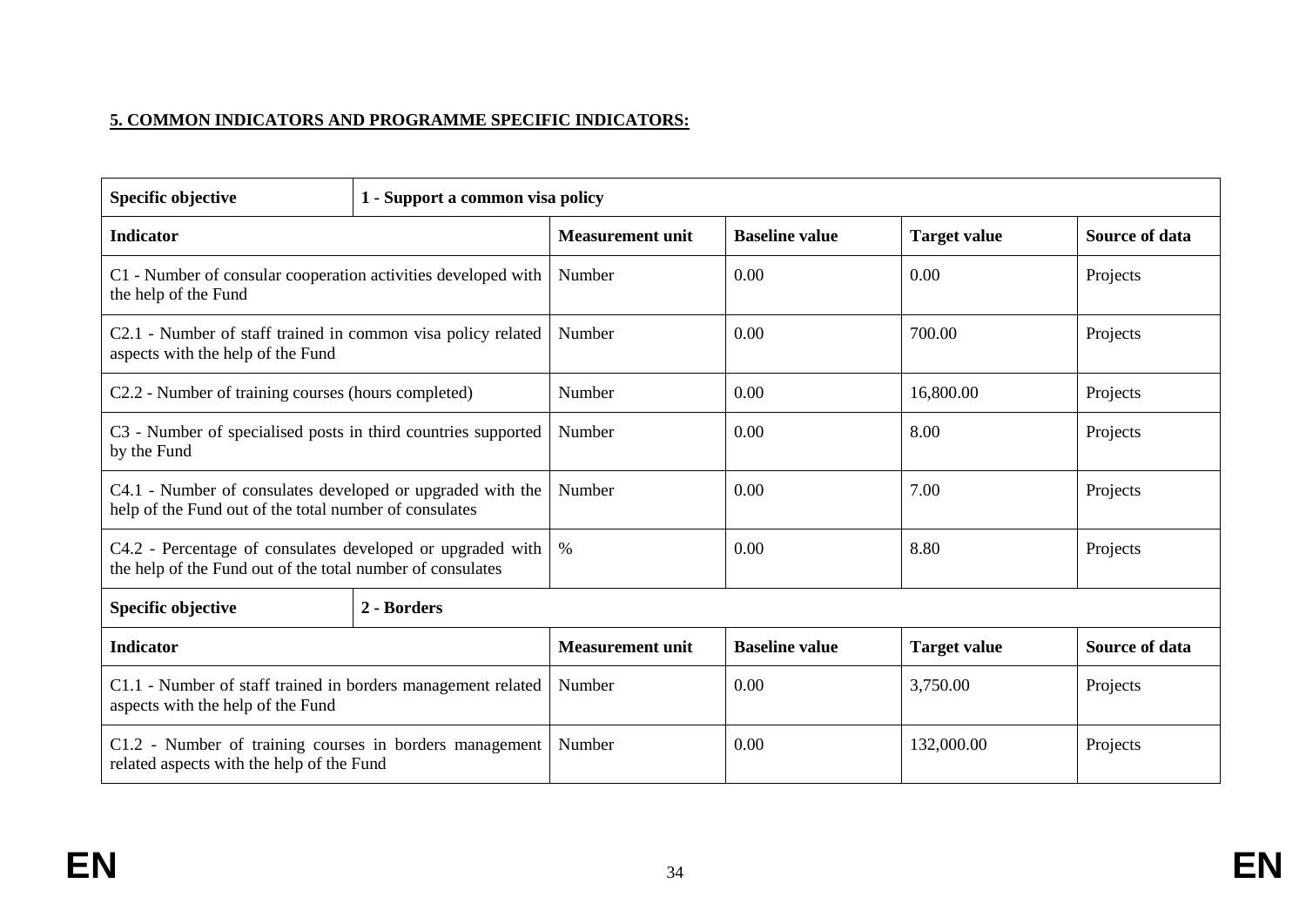**5. COMMON INDICATORS AND PROGRAMME SPECIFIC INDICATORS:**

| Specific objective | 1 - Support a common visa policy | | | | |
|---|---|---|---|---|---|
| **Indicator** | | **Measurement unit** | **Baseline value** | **Target value** | **Source of data** |
| C1 - Number of consular cooperation activities developed with the help of the Fund | | Number | 0.00 | 0.00 | Projects |
| C2.1 - Number of staff trained in common visa policy related aspects with the help of the Fund | | Number | 0.00 | 700.00 | Projects |
| C2.2 - Number of training courses (hours completed) | | Number | 0.00 | 16,800.00 | Projects |
| C3 - Number of specialised posts in third countries supported by the Fund | | Number | 0.00 | 8.00 | Projects |
| C4.1 - Number of consulates developed or upgraded with the help of the Fund out of the total number of consulates | | Number | 0.00 | 7.00 | Projects |
| C4.2 - Percentage of consulates developed or upgraded with the help of the Fund out of the total number of consulates | | % | 0.00 | 8.80 | Projects |
| **Specific objective** | **2 - Borders** | | | | |
| **Indicator** | | **Measurement unit** | **Baseline value** | **Target value** | **Source of data** |
| C1.1 - Number of staff trained in borders management related aspects with the help of the Fund | | Number | 0.00 | 3,750.00 | Projects |
| C1.2 - Number of training courses in borders management related aspects with the help of the Fund | | Number | 0.00 | 132,000.00 | Projects |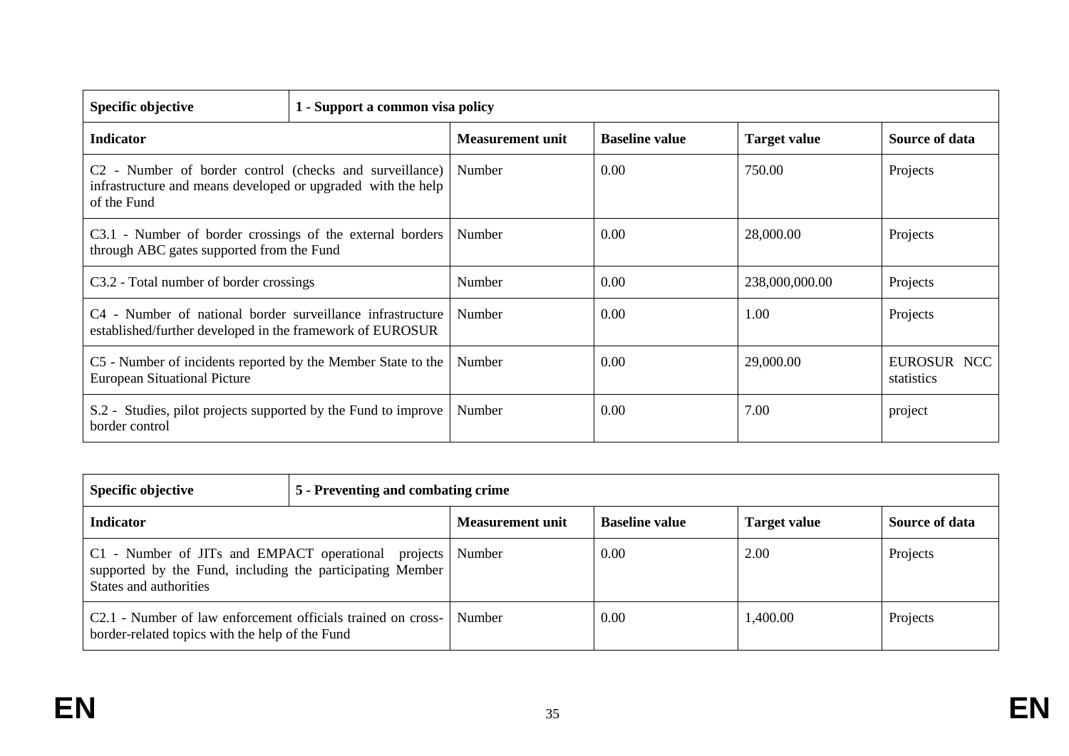| Specific objective | 1 - Support a common visa policy | | | | |
|---|---|---|---|---|---|
| **Indicator** | | **Measurement unit** | **Baseline value** | **Target value** | **Source of data** |
| C2 - Number of border control (checks and surveillance) infrastructure and means developed or upgraded with the help of the Fund | | Number | 0.00 | 750.00 | Projects |
| C3.1 - Number of border crossings of the external borders through ABC gates supported from the Fund | | Number | 0.00 | 28,000.00 | Projects |
| C3.2 - Total number of border crossings | | Number | 0.00 | 238,000,000.00 | Projects |
| C4 - Number of national border surveillance infrastructure established/further developed in the framework of EUROSUR | | Number | 0.00 | 1.00 | Projects |
| C5 - Number of incidents reported by the Member State to the European Situational Picture | | Number | 0.00 | 29,000.00 | EUROSUR NCC statistics |
| S.2 - Studies, pilot projects supported by the Fund to improve border control | | Number | 0.00 | 7.00 | project |

| Specific objective | 5 - Preventing and combating crime | | | | |
|---|---|---|---|---|---|
| **Indicator** | | **Measurement unit** | **Baseline value** | **Target value** | **Source of data** |
| C1 - Number of JITs and EMPACT operational projects supported by the Fund, including the participating Member States and authorities | | Number | 0.00 | 2.00 | Projects |
| C2.1 - Number of law enforcement officials trained on cross-border-related topics with the help of the Fund | | Number | 0.00 | 1,400.00 | Projects |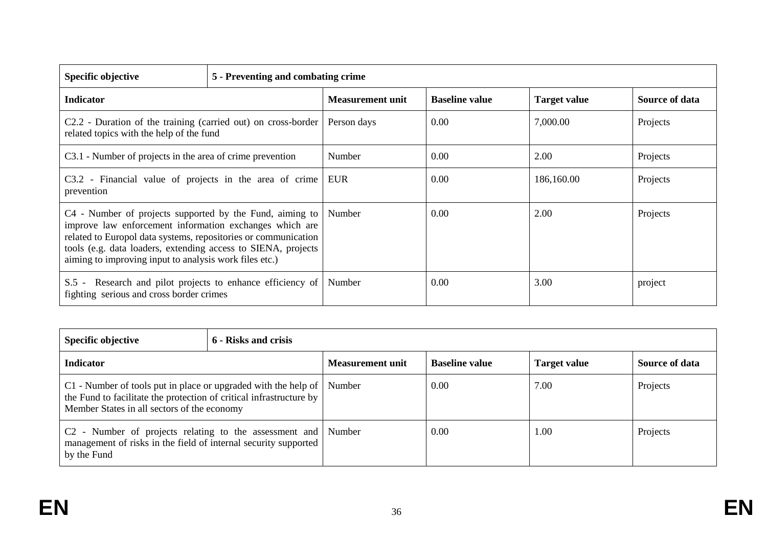| Specific objective | 5 - Preventing and combating crime | | | | |
|---|---|---|---|---|---|
| **Indicator** | | **Measurement unit** | **Baseline value** | **Target value** | **Source of data** |
| C2.2 - Duration of the training (carried out) on cross-border related topics with the help of the fund | | Person days | 0.00 | 7,000.00 | Projects |
| C3.1 - Number of projects in the area of crime prevention | | Number | 0.00 | 2.00 | Projects |
| C3.2 - Financial value of projects in the area of crime prevention | | EUR | 0.00 | 186,160.00 | Projects |
| C4 - Number of projects supported by the Fund, aiming to improve law enforcement information exchanges which are related to Europol data systems, repositories or communication tools (e.g. data loaders, extending access to SIENA, projects aiming to improving input to analysis work files etc.) | | Number | 0.00 | 2.00 | Projects |
| S.5 - Research and pilot projects to enhance efficiency of fighting serious and cross border crimes | | Number | 0.00 | 3.00 | project |

| Specific objective | 6 - Risks and crisis | | | | |
|---|---|---|---|---|---|
| **Indicator** | | **Measurement unit** | **Baseline value** | **Target value** | **Source of data** |
| C1 - Number of tools put in place or upgraded with the help of the Fund to facilitate the protection of critical infrastructure by Member States in all sectors of the economy | | Number | 0.00 | 7.00 | Projects |
| C2 - Number of projects relating to the assessment and management of risks in the field of internal security supported by the Fund | | Number | 0.00 | 1.00 | Projects |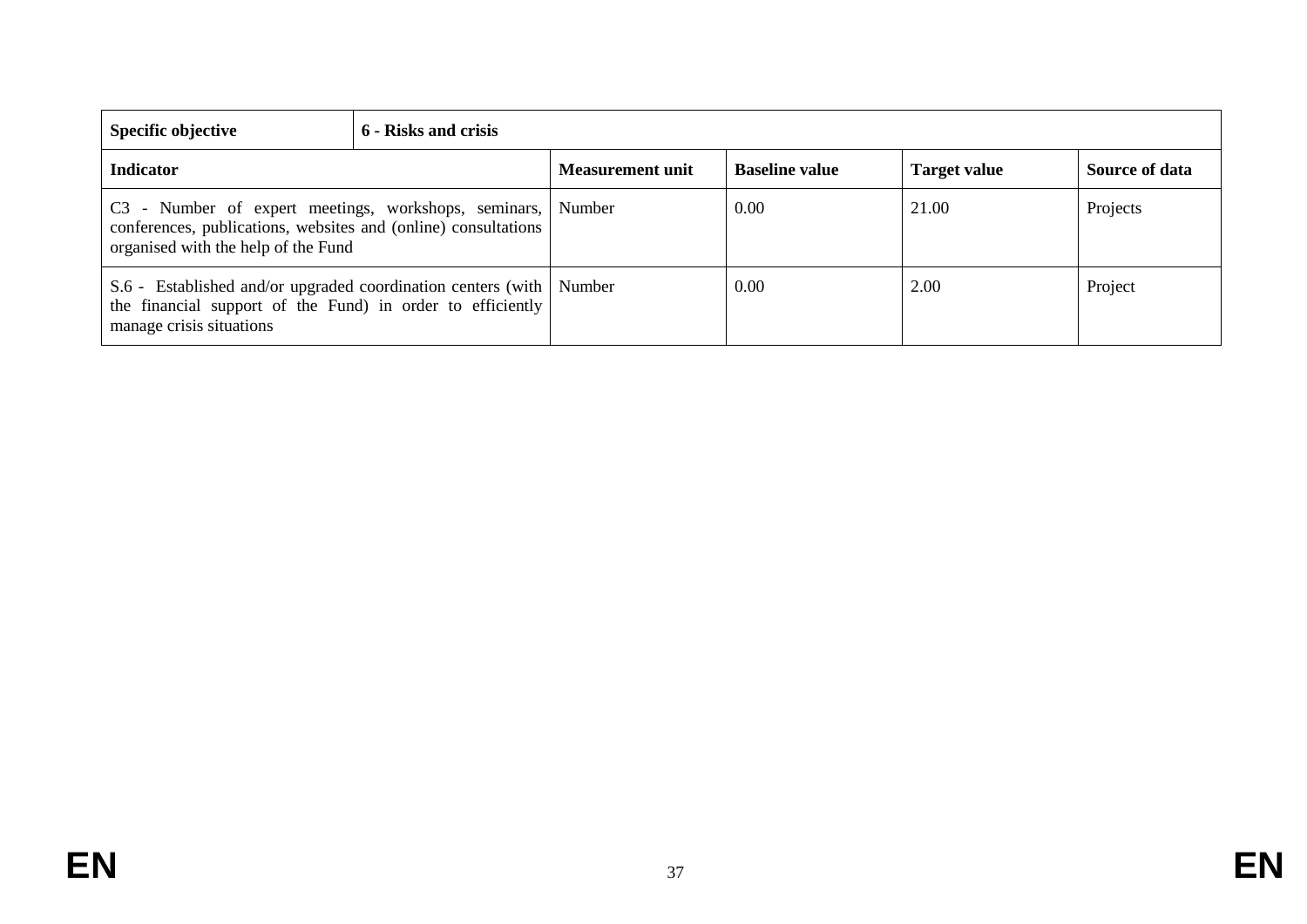| **Specific objective** | **6 - Risks and crisis** | | | | |
|---|---|---|---|---|---|
| **Indicator** | | **Measurement unit** | **Baseline value** | **Target value** | **Source of data** |
| C3 - Number of expert meetings, workshops, seminars, conferences, publications, websites and (online) consultations organised with the help of the Fund | | Number | 0.00 | 21.00 | Projects |
| S.6 - Established and/or upgraded coordination centers (with the financial support of the Fund) in order to efficiently manage crisis situations | | Number | 0.00 | 2.00 | Project |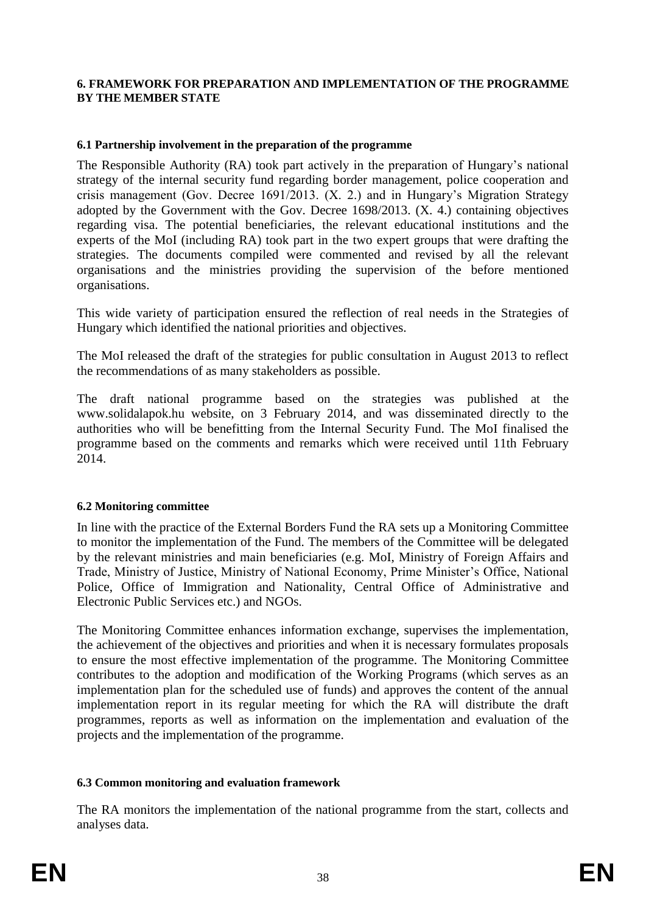## 6. FRAMEWORK FOR PREPARATION AND IMPLEMENTATION OF THE PROGRAMME BY THE MEMBER STATE

### 6.1 Partnership involvement in the preparation of the programme

The Responsible Authority (RA) took part actively in the preparation of Hungary's national strategy of the internal security fund regarding border management, police cooperation and crisis management (Gov. Decree 1691/2013. (X. 2.) and in Hungary's Migration Strategy adopted by the Government with the Gov. Decree 1698/2013. (X. 4.) containing objectives regarding visa. The potential beneficiaries, the relevant educational institutions and the experts of the MoI (including RA) took part in the two expert groups that were drafting the strategies. The documents compiled were commented and revised by all the relevant organisations and the ministries providing the supervision of the before mentioned organisations.

This wide variety of participation ensured the reflection of real needs in the Strategies of Hungary which identified the national priorities and objectives.

The MoI released the draft of the strategies for public consultation in August 2013 to reflect the recommendations of as many stakeholders as possible.

The draft national programme based on the strategies was published at the www.solidalapok.hu website, on 3 February 2014, and was disseminated directly to the authorities who will be benefitting from the Internal Security Fund. The MoI finalised the programme based on the comments and remarks which were received until 11th February 2014.

### 6.2 Monitoring committee

In line with the practice of the External Borders Fund the RA sets up a Monitoring Committee to monitor the implementation of the Fund. The members of the Committee will be delegated by the relevant ministries and main beneficiaries (e.g. MoI, Ministry of Foreign Affairs and Trade, Ministry of Justice, Ministry of National Economy, Prime Minister's Office, National Police, Office of Immigration and Nationality, Central Office of Administrative and Electronic Public Services etc.) and NGOs.

The Monitoring Committee enhances information exchange, supervises the implementation, the achievement of the objectives and priorities and when it is necessary formulates proposals to ensure the most effective implementation of the programme. The Monitoring Committee contributes to the adoption and modification of the Working Programs (which serves as an implementation plan for the scheduled use of funds) and approves the content of the annual implementation report in its regular meeting for which the RA will distribute the draft programmes, reports as well as information on the implementation and evaluation of the projects and the implementation of the programme.

### 6.3 Common monitoring and evaluation framework

The RA monitors the implementation of the national programme from the start, collects and analyses data.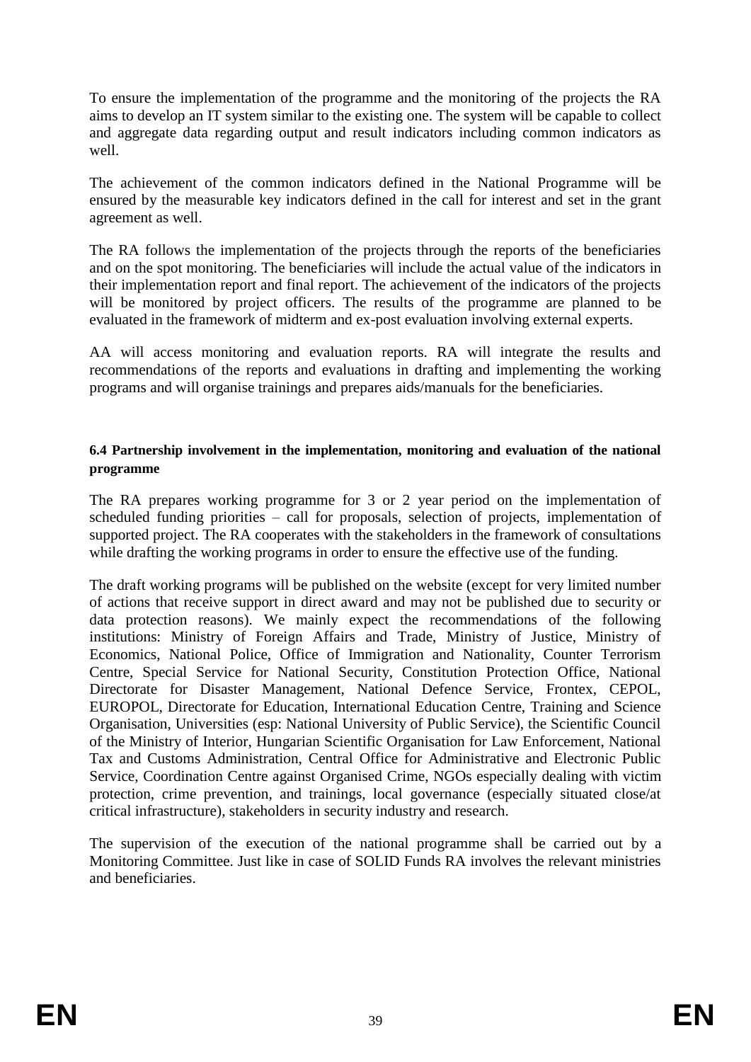To ensure the implementation of the programme and the monitoring of the projects the RA aims to develop an IT system similar to the existing one. The system will be capable to collect and aggregate data regarding output and result indicators including common indicators as well.

The achievement of the common indicators defined in the National Programme will be ensured by the measurable key indicators defined in the call for interest and set in the grant agreement as well.

The RA follows the implementation of the projects through the reports of the beneficiaries and on the spot monitoring. The beneficiaries will include the actual value of the indicators in their implementation report and final report. The achievement of the indicators of the projects will be monitored by project officers. The results of the programme are planned to be evaluated in the framework of midterm and ex-post evaluation involving external experts.

AA will access monitoring and evaluation reports. RA will integrate the results and recommendations of the reports and evaluations in drafting and implementing the working programs and will organise trainings and prepares aids/manuals for the beneficiaries.

#### 6.4 Partnership involvement in the implementation, monitoring and evaluation of the national programme

The RA prepares working programme for 3 or 2 year period on the implementation of scheduled funding priorities – call for proposals, selection of projects, implementation of supported project. The RA cooperates with the stakeholders in the framework of consultations while drafting the working programs in order to ensure the effective use of the funding.

The draft working programs will be published on the website (except for very limited number of actions that receive support in direct award and may not be published due to security or data protection reasons). We mainly expect the recommendations of the following institutions: Ministry of Foreign Affairs and Trade, Ministry of Justice, Ministry of Economics, National Police, Office of Immigration and Nationality, Counter Terrorism Centre, Special Service for National Security, Constitution Protection Office, National Directorate for Disaster Management, National Defence Service, Frontex, CEPOL, EUROPOL, Directorate for Education, International Education Centre, Training and Science Organisation, Universities (esp: National University of Public Service), the Scientific Council of the Ministry of Interior, Hungarian Scientific Organisation for Law Enforcement, National Tax and Customs Administration, Central Office for Administrative and Electronic Public Service, Coordination Centre against Organised Crime, NGOs especially dealing with victim protection, crime prevention, and trainings, local governance (especially situated close/at critical infrastructure), stakeholders in security industry and research.

The supervision of the execution of the national programme shall be carried out by a Monitoring Committee. Just like in case of SOLID Funds RA involves the relevant ministries and beneficiaries.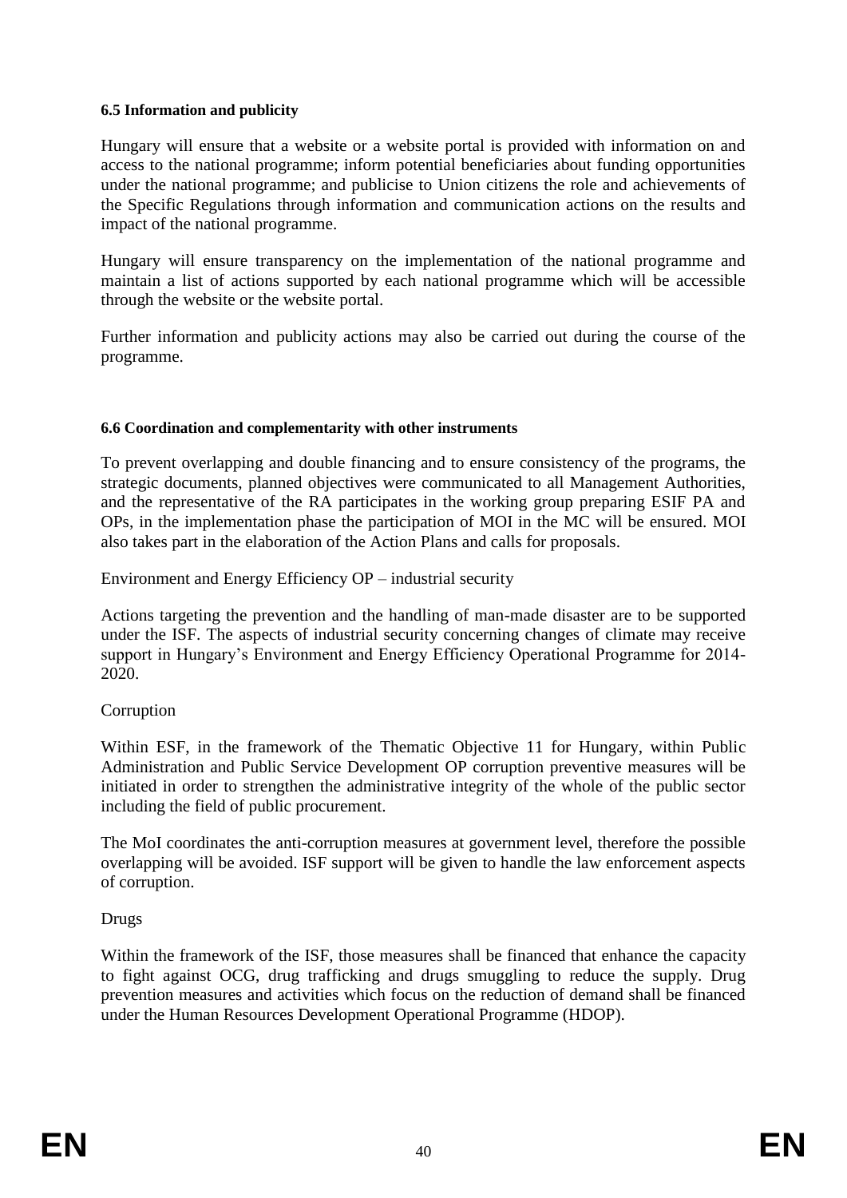#### 6.5 Information and publicity

Hungary will ensure that a website or a website portal is provided with information on and access to the national programme; inform potential beneficiaries about funding opportunities under the national programme; and publicise to Union citizens the role and achievements of the Specific Regulations through information and communication actions on the results and impact of the national programme.

Hungary will ensure transparency on the implementation of the national programme and maintain a list of actions supported by each national programme which will be accessible through the website or the website portal.

Further information and publicity actions may also be carried out during the course of the programme.

#### 6.6 Coordination and complementarity with other instruments

To prevent overlapping and double financing and to ensure consistency of the programs, the strategic documents, planned objectives were communicated to all Management Authorities, and the representative of the RA participates in the working group preparing ESIF PA and OPs, in the implementation phase the participation of MOI in the MC will be ensured. MOI also takes part in the elaboration of the Action Plans and calls for proposals.

Environment and Energy Efficiency OP – industrial security

Actions targeting the prevention and the handling of man-made disaster are to be supported under the ISF. The aspects of industrial security concerning changes of climate may receive support in Hungary's Environment and Energy Efficiency Operational Programme for 2014-2020.

Corruption

Within ESF, in the framework of the Thematic Objective 11 for Hungary, within Public Administration and Public Service Development OP corruption preventive measures will be initiated in order to strengthen the administrative integrity of the whole of the public sector including the field of public procurement.

The MoI coordinates the anti-corruption measures at government level, therefore the possible overlapping will be avoided. ISF support will be given to handle the law enforcement aspects of corruption.

Drugs

Within the framework of the ISF, those measures shall be financed that enhance the capacity to fight against OCG, drug trafficking and drugs smuggling to reduce the supply. Drug prevention measures and activities which focus on the reduction of demand shall be financed under the Human Resources Development Operational Programme (HDOP).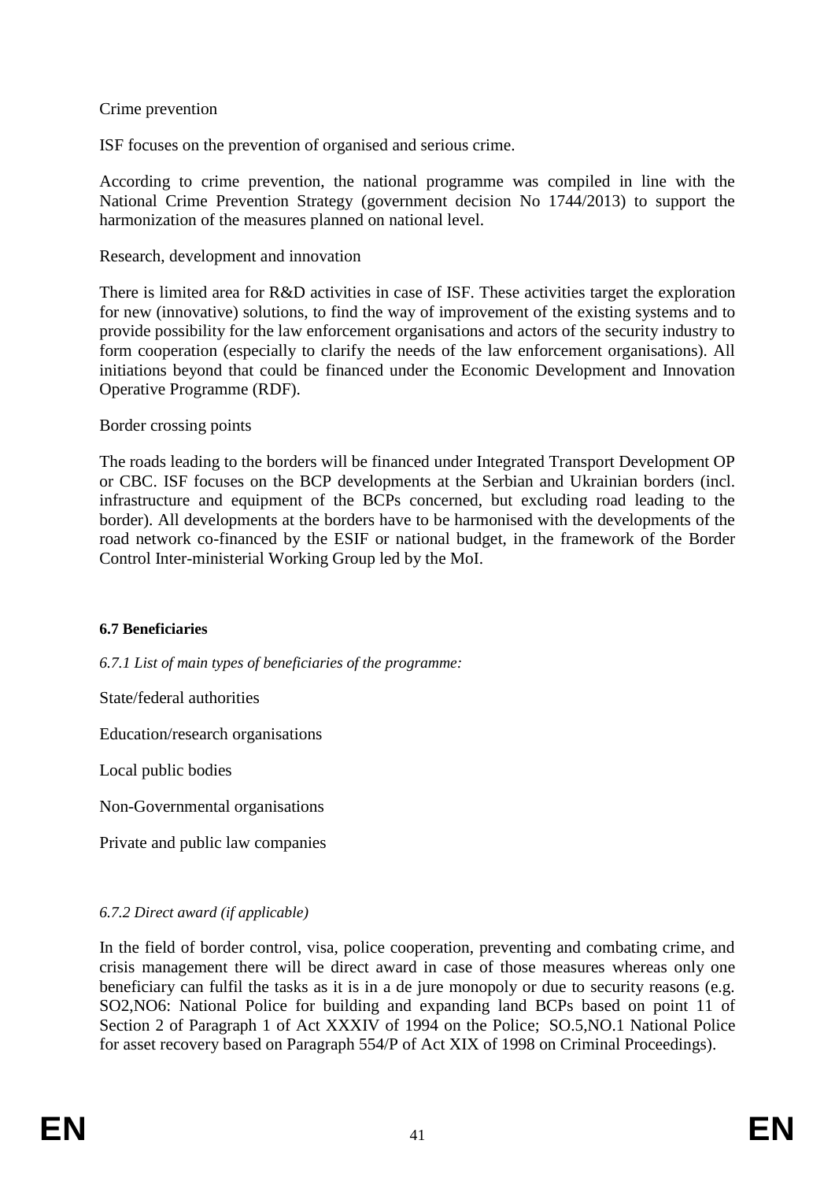Crime prevention

ISF focuses on the prevention of organised and serious crime.

According to crime prevention, the national programme was compiled in line with the National Crime Prevention Strategy (government decision No 1744/2013) to support the harmonization of the measures planned on national level.

Research, development and innovation

There is limited area for R&D activities in case of ISF. These activities target the exploration for new (innovative) solutions, to find the way of improvement of the existing systems and to provide possibility for the law enforcement organisations and actors of the security industry to form cooperation (especially to clarify the needs of the law enforcement organisations). All initiations beyond that could be financed under the Economic Development and Innovation Operative Programme (RDF).

Border crossing points

The roads leading to the borders will be financed under Integrated Transport Development OP or CBC. ISF focuses on the BCP developments at the Serbian and Ukrainian borders (incl. infrastructure and equipment of the BCPs concerned, but excluding road leading to the border). All developments at the borders have to be harmonised with the developments of the road network co-financed by the ESIF or national budget, in the framework of the Border Control Inter-ministerial Working Group led by the MoI.

### 6.7 Beneficiaries

*6.7.1 List of main types of beneficiaries of the programme:*

State/federal authorities

Education/research organisations

Local public bodies

Non-Governmental organisations

Private and public law companies

*6.7.2 Direct award (if applicable)*

In the field of border control, visa, police cooperation, preventing and combating crime, and crisis management there will be direct award in case of those measures whereas only one beneficiary can fulfil the tasks as it is in a de jure monopoly or due to security reasons (e.g. SO2,NO6: National Police for building and expanding land BCPs based on point 11 of Section 2 of Paragraph 1 of Act XXXIV of 1994 on the Police; SO.5,NO.1 National Police for asset recovery based on Paragraph 554/P of Act XIX of 1998 on Criminal Proceedings).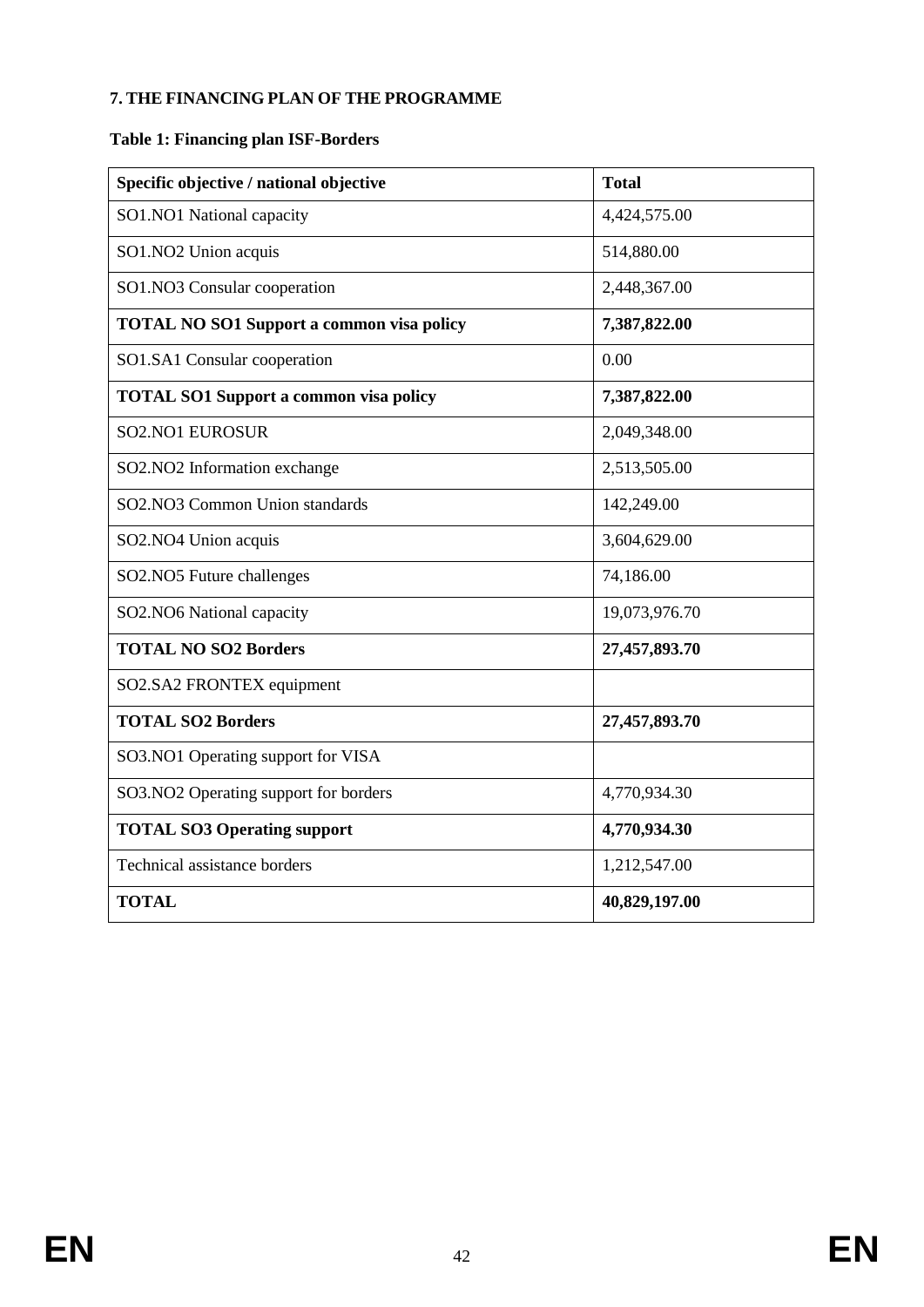**7. THE FINANCING PLAN OF THE PROGRAMME**

**Table 1: Financing plan ISF-Borders**

| Specific objective / national objective | Total |
|---|---|
| SO1.NO1 National capacity | 4,424,575.00 |
| SO1.NO2 Union acquis | 514,880.00 |
| SO1.NO3 Consular cooperation | 2,448,367.00 |
| **TOTAL NO SO1 Support a common visa policy** | **7,387,822.00** |
| SO1.SA1 Consular cooperation | 0.00 |
| **TOTAL SO1 Support a common visa policy** | **7,387,822.00** |
| SO2.NO1 EUROSUR | 2,049,348.00 |
| SO2.NO2 Information exchange | 2,513,505.00 |
| SO2.NO3 Common Union standards | 142,249.00 |
| SO2.NO4 Union acquis | 3,604,629.00 |
| SO2.NO5 Future challenges | 74,186.00 |
| SO2.NO6 National capacity | 19,073,976.70 |
| **TOTAL NO SO2 Borders** | **27,457,893.70** |
| SO2.SA2 FRONTEX equipment | |
| **TOTAL SO2 Borders** | **27,457,893.70** |
| SO3.NO1 Operating support for VISA | |
| SO3.NO2 Operating support for borders | 4,770,934.30 |
| **TOTAL SO3 Operating support** | **4,770,934.30** |
| Technical assistance borders | 1,212,547.00 |
| **TOTAL** | **40,829,197.00** |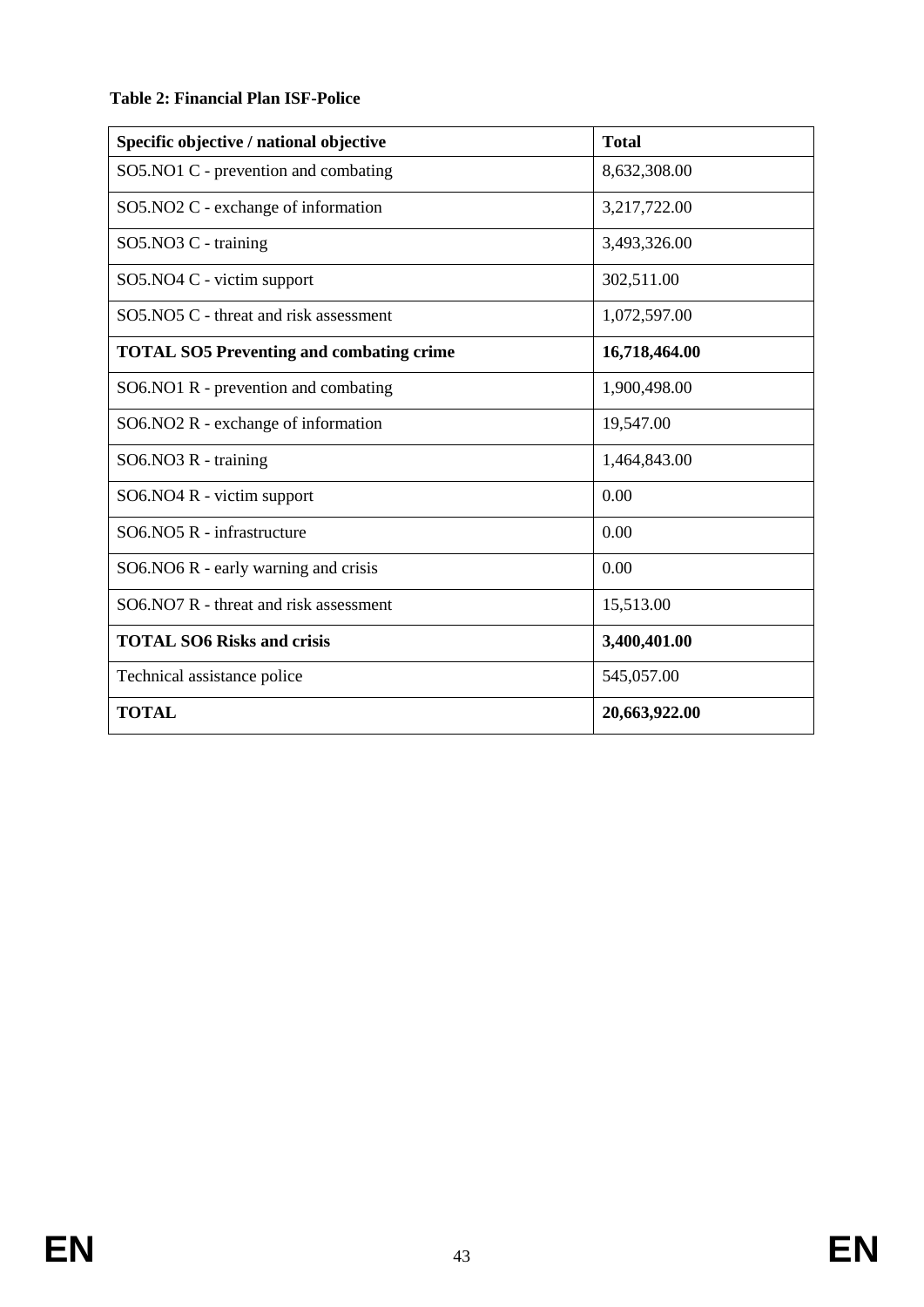**Table 2: Financial Plan ISF-Police**

| Specific objective / national objective | Total |
|---|---|
| SO5.NO1 C - prevention and combating | 8,632,308.00 |
| SO5.NO2 C - exchange of information | 3,217,722.00 |
| SO5.NO3 C - training | 3,493,326.00 |
| SO5.NO4 C - victim support | 302,511.00 |
| SO5.NO5 C - threat and risk assessment | 1,072,597.00 |
| **TOTAL SO5 Preventing and combating crime** | **16,718,464.00** |
| SO6.NO1 R - prevention and combating | 1,900,498.00 |
| SO6.NO2 R - exchange of information | 19,547.00 |
| SO6.NO3 R - training | 1,464,843.00 |
| SO6.NO4 R - victim support | 0.00 |
| SO6.NO5 R - infrastructure | 0.00 |
| SO6.NO6 R - early warning and crisis | 0.00 |
| SO6.NO7 R - threat and risk assessment | 15,513.00 |
| **TOTAL SO6 Risks and crisis** | **3,400,401.00** |
| Technical assistance police | 545,057.00 |
| **TOTAL** | **20,663,922.00** |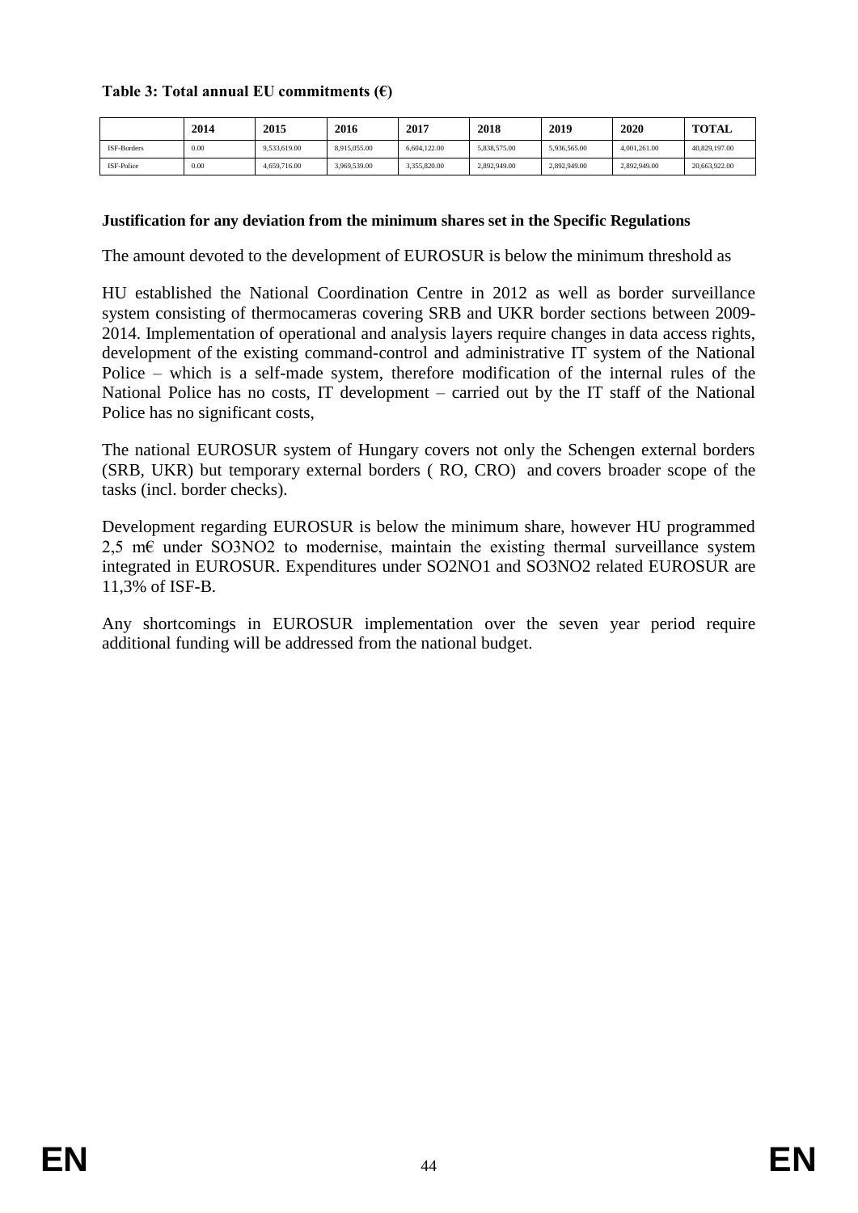**Table 3: Total annual EU commitments (€)**

| | 2014 | 2015 | 2016 | 2017 | 2018 | 2019 | 2020 | TOTAL |
|---|---|---|---|---|---|---|---|---|
| ISF-Borders | 0.00 | 9,533,619.00 | 8,915,055.00 | 6,604,122.00 | 5,838,575.00 | 5,936,565.00 | 4,001,261.00 | 40,829,197.00 |
| ISF-Police | 0.00 | 4,659,716.00 | 3,969,539.00 | 3,355,820.00 | 2,892,949.00 | 2,892,949.00 | 2,892,949.00 | 20,663,922.00 |

**Justification for any deviation from the minimum shares set in the Specific Regulations**

The amount devoted to the development of EUROSUR is below the minimum threshold as

HU established the National Coordination Centre in 2012 as well as border surveillance system consisting of thermocameras covering SRB and UKR border sections between 2009-2014. Implementation of operational and analysis layers require changes in data access rights, development of the existing command-control and administrative IT system of the National Police – which is a self-made system, therefore modification of the internal rules of the National Police has no costs, IT development – carried out by the IT staff of the National Police has no significant costs,

The national EUROSUR system of Hungary covers not only the Schengen external borders (SRB, UKR) but temporary external borders ( RO, CRO) and covers broader scope of the tasks (incl. border checks).

Development regarding EUROSUR is below the minimum share, however HU programmed 2,5 m€ under SO3NO2 to modernise, maintain the existing thermal surveillance system integrated in EUROSUR. Expenditures under SO2NO1 and SO3NO2 related EUROSUR are 11,3% of ISF-B.

Any shortcomings in EUROSUR implementation over the seven year period require additional funding will be addressed from the national budget.